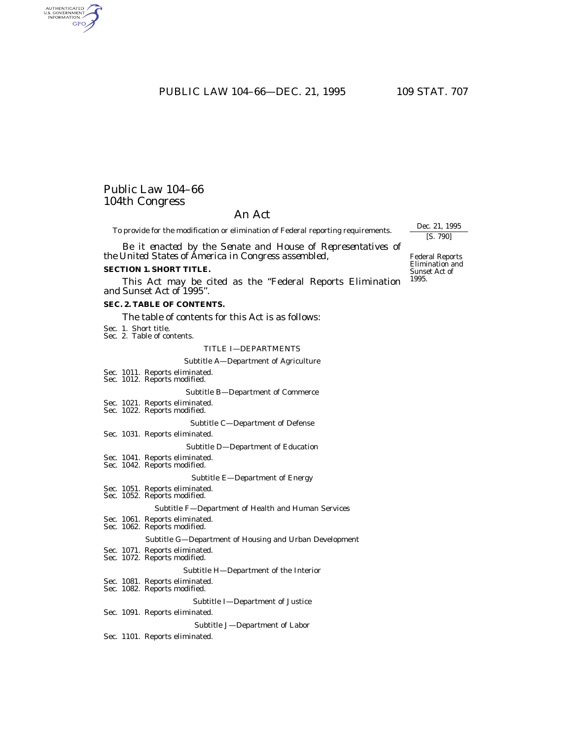# Public Law 104–66
## 104th Congress

## An Act

To provide for the modification or elimination of Federal reporting requirements.

Dec. 21, 1995
[S. 790]

*Be it enacted by the Senate and House of Representatives of the United States of America in Congress assembled,*

Federal Reports Elimination and Sunset Act of 1995.

**SECTION 1. SHORT TITLE.**

This Act may be cited as the "Federal Reports Elimination and Sunset Act of 1995".

**SEC. 2. TABLE OF CONTENTS.**

The table of contents for this Act is as follows:

Sec. 1. Short title.
Sec. 2. Table of contents.

TITLE I—DEPARTMENTS

Subtitle A—Department of Agriculture

Sec. 1011. Reports eliminated.
Sec. 1012. Reports modified.

Subtitle B—Department of Commerce

Sec. 1021. Reports eliminated.
Sec. 1022. Reports modified.

Subtitle C—Department of Defense

Sec. 1031. Reports eliminated.

Subtitle D—Department of Education

Sec. 1041. Reports eliminated.
Sec. 1042. Reports modified.

Subtitle E—Department of Energy

Sec. 1051. Reports eliminated.
Sec. 1052. Reports modified.

Subtitle F—Department of Health and Human Services

Sec. 1061. Reports eliminated.
Sec. 1062. Reports modified.

Subtitle G—Department of Housing and Urban Development

Sec. 1071. Reports eliminated.
Sec. 1072. Reports modified.

Subtitle H—Department of the Interior

Sec. 1081. Reports eliminated.
Sec. 1082. Reports modified.

Subtitle I—Department of Justice

Sec. 1091. Reports eliminated.

Subtitle J—Department of Labor

Sec. 1101. Reports eliminated.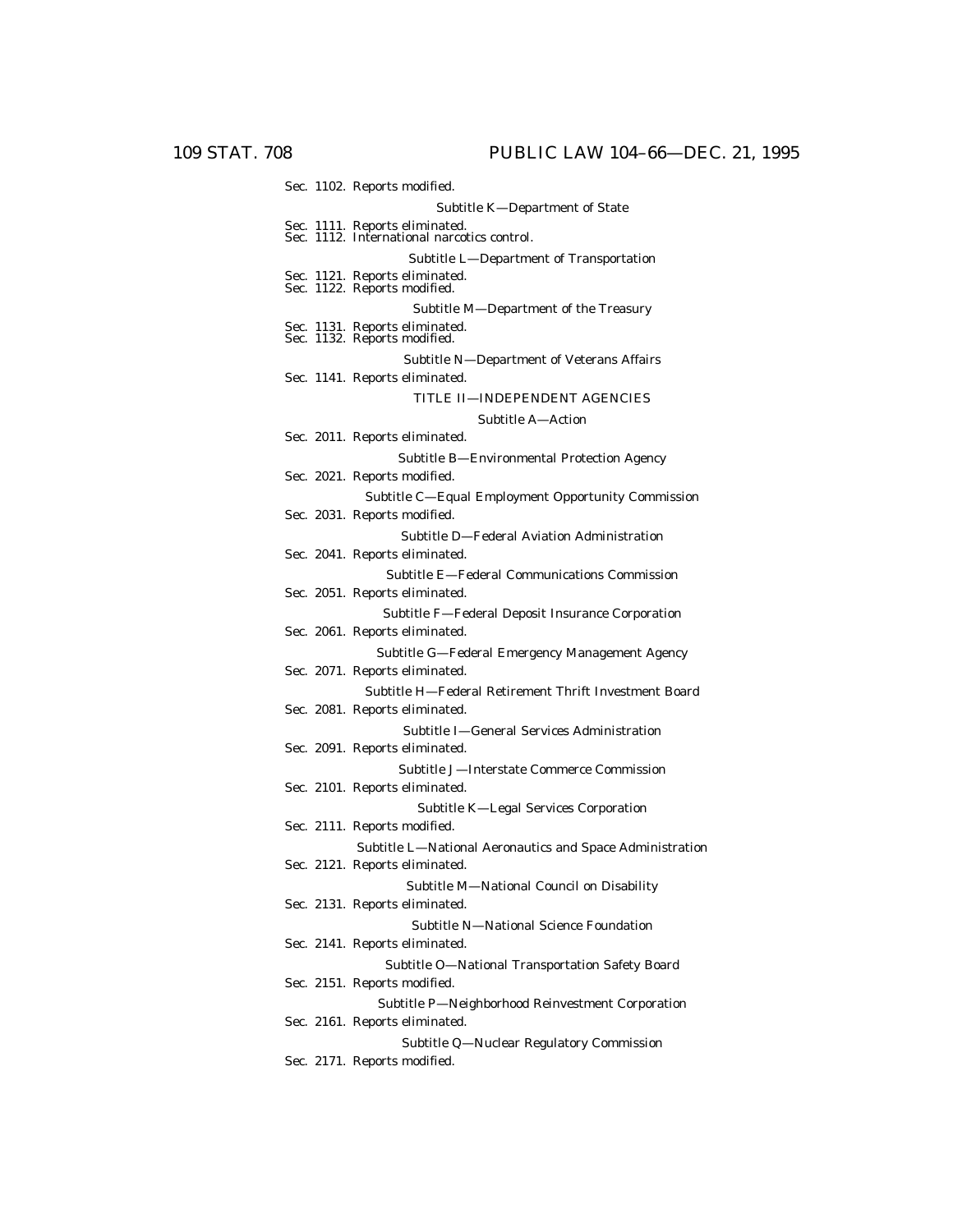Sec. 1102. Reports modified.

Subtitle K—Department of State

Sec. 1111. Reports eliminated.
Sec. 1112. International narcotics control.

Subtitle L—Department of Transportation

Sec. 1121. Reports eliminated.
Sec. 1122. Reports modified.

Subtitle M—Department of the Treasury

Sec. 1131. Reports eliminated.
Sec. 1132. Reports modified.

Subtitle N—Department of Veterans Affairs

Sec. 1141. Reports eliminated.

TITLE II—INDEPENDENT AGENCIES

Subtitle A—Action

Sec. 2011. Reports eliminated.

Subtitle B—Environmental Protection Agency

Sec. 2021. Reports modified.

Subtitle C—Equal Employment Opportunity Commission

Sec. 2031. Reports modified.

Subtitle D—Federal Aviation Administration

Sec. 2041. Reports eliminated.

Subtitle E—Federal Communications Commission

Sec. 2051. Reports eliminated.

Subtitle F—Federal Deposit Insurance Corporation

Sec. 2061. Reports eliminated.

Subtitle G—Federal Emergency Management Agency

Sec. 2071. Reports eliminated.

Subtitle H—Federal Retirement Thrift Investment Board

Sec. 2081. Reports eliminated.

Subtitle I—General Services Administration

Sec. 2091. Reports eliminated.

Subtitle J—Interstate Commerce Commission

Sec. 2101. Reports eliminated.

Subtitle K—Legal Services Corporation

Sec. 2111. Reports modified.

Subtitle L—National Aeronautics and Space Administration

Sec. 2121. Reports eliminated.

Subtitle M—National Council on Disability

Sec. 2131. Reports eliminated.

Subtitle N—National Science Foundation

Sec. 2141. Reports eliminated.

Subtitle O—National Transportation Safety Board

Sec. 2151. Reports modified.

Subtitle P—Neighborhood Reinvestment Corporation

Sec. 2161. Reports eliminated.

Subtitle Q—Nuclear Regulatory Commission

Sec. 2171. Reports modified.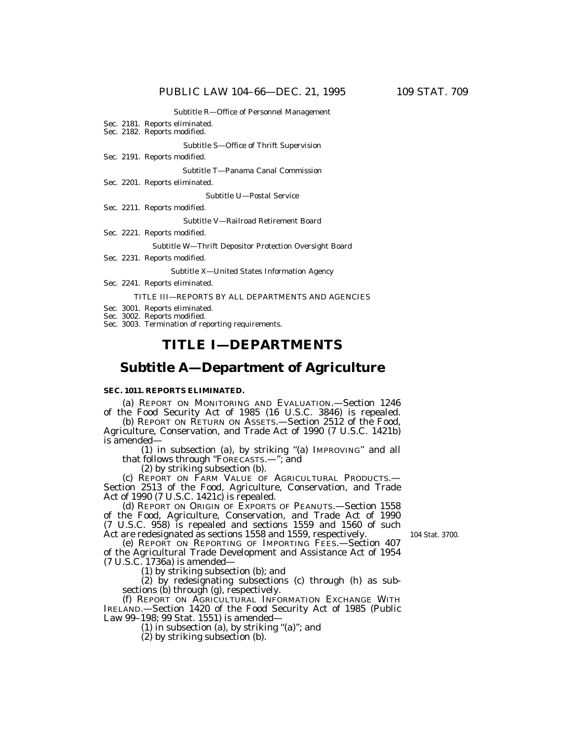Subtitle R—Office of Personnel Management

Sec. 2181. Reports eliminated.
Sec. 2182. Reports modified.

Subtitle S—Office of Thrift Supervision

Sec. 2191. Reports modified.

Subtitle T—Panama Canal Commission

Sec. 2201. Reports eliminated.

Subtitle U—Postal Service

Sec. 2211. Reports modified.

Subtitle V—Railroad Retirement Board

Sec. 2221. Reports modified.

Subtitle W—Thrift Depositor Protection Oversight Board

Sec. 2231. Reports modified.

Subtitle X—United States Information Agency

Sec. 2241. Reports eliminated.

TITLE III—REPORTS BY ALL DEPARTMENTS AND AGENCIES

Sec. 3001. Reports eliminated.
Sec. 3002. Reports modified.
Sec. 3003. Termination of reporting requirements.

# TITLE I—DEPARTMENTS

## Subtitle A—Department of Agriculture

**SEC. 1011. REPORTS ELIMINATED.**

(a) REPORT ON MONITORING AND EVALUATION.—Section 1246 of the Food Security Act of 1985 (16 U.S.C. 3846) is repealed.

(b) REPORT ON RETURN ON ASSETS.—Section 2512 of the Food, Agriculture, Conservation, and Trade Act of 1990 (7 U.S.C. 1421b) is amended—

(1) in subsection (a), by striking "(a) IMPROVING" and all that follows through "FORECASTS.—"; and

(2) by striking subsection (b).

(c) REPORT ON FARM VALUE OF AGRICULTURAL PRODUCTS.—Section 2513 of the Food, Agriculture, Conservation, and Trade Act of 1990 (7 U.S.C. 1421c) is repealed.

(d) REPORT ON ORIGIN OF EXPORTS OF PEANUTS.—Section 1558 of the Food, Agriculture, Conservation, and Trade Act of 1990 (7 U.S.C. 958) is repealed and sections 1559 and 1560 of such Act are redesignated as sections 1558 and 1559, respectively.

104 Stat. 3700.

(e) REPORT ON REPORTING OF IMPORTING FEES.—Section 407 of the Agricultural Trade Development and Assistance Act of 1954 (7 U.S.C. 1736a) is amended—

(1) by striking subsection (b); and

(2) by redesignating subsections (c) through (h) as subsections (b) through (g), respectively.

(f) REPORT ON AGRICULTURAL INFORMATION EXCHANGE WITH IRELAND.—Section 1420 of the Food Security Act of 1985 (Public Law 99–198; 99 Stat. 1551) is amended—

(1) in subsection (a), by striking "(a)"; and

(2) by striking subsection (b).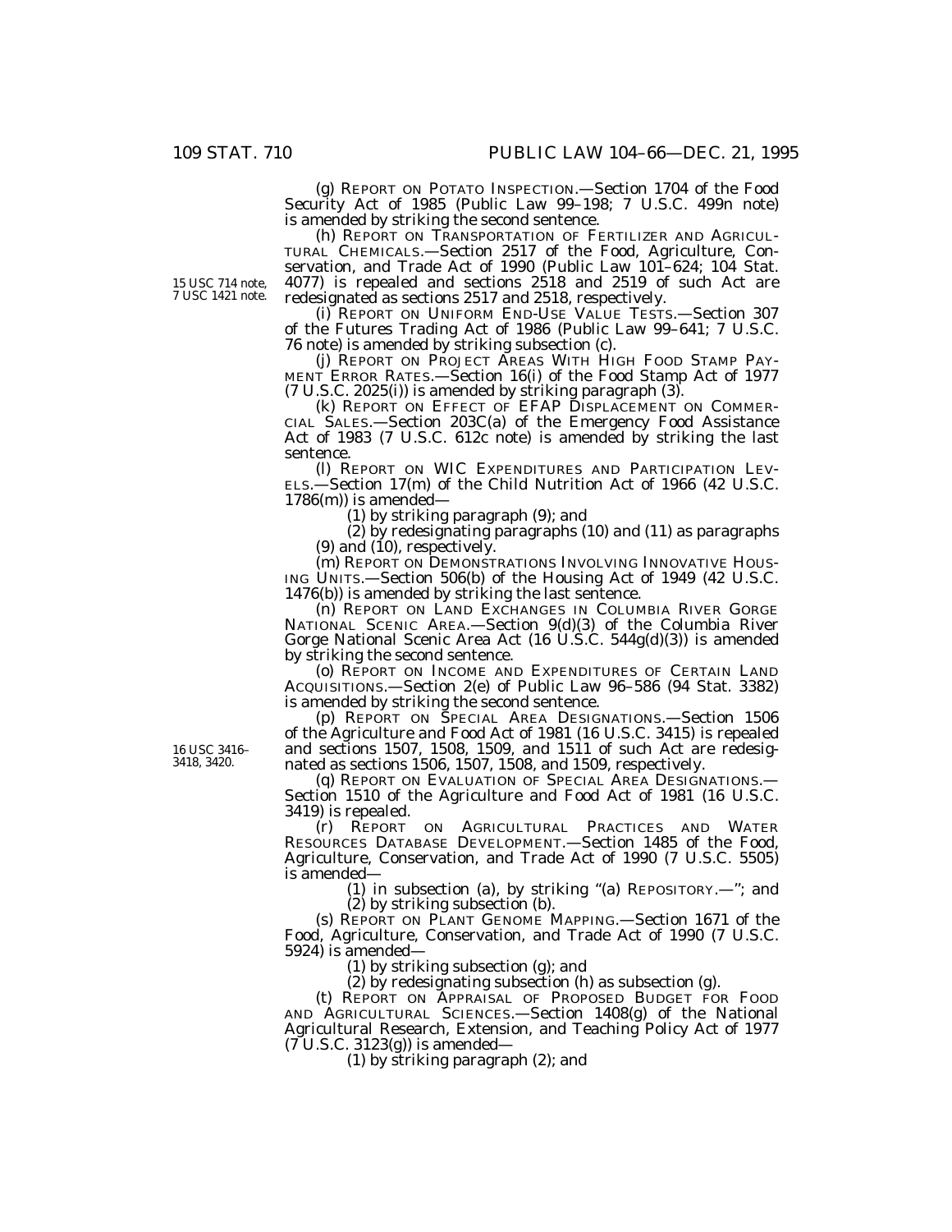(g) REPORT ON POTATO INSPECTION.—Section 1704 of the Food Security Act of 1985 (Public Law 99–198; 7 U.S.C. 499n note) is amended by striking the second sentence.

(h) REPORT ON TRANSPORTATION OF FERTILIZER AND AGRICULTURAL CHEMICALS.—Section 2517 of the Food, Agriculture, Conservation, and Trade Act of 1990 (Public Law 101–624; 104 Stat. 4077) is repealed and sections 2518 and 2519 of such Act are redesignated as sections 2517 and 2518, respectively.

15 USC 714 note, 7 USC 1421 note.

(i) REPORT ON UNIFORM END-USE VALUE TESTS.—Section 307 of the Futures Trading Act of 1986 (Public Law 99–641; 7 U.S.C. 76 note) is amended by striking subsection (c).

(j) REPORT ON PROJECT AREAS WITH HIGH FOOD STAMP PAYMENT ERROR RATES.—Section 16(i) of the Food Stamp Act of 1977 (7 U.S.C. 2025(i)) is amended by striking paragraph (3).

(k) REPORT ON EFFECT OF EFAP DISPLACEMENT ON COMMERCIAL SALES.—Section 203C(a) of the Emergency Food Assistance Act of 1983 (7 U.S.C. 612c note) is amended by striking the last sentence.

(l) REPORT ON WIC EXPENDITURES AND PARTICIPATION LEVELS.—Section 17(m) of the Child Nutrition Act of 1966 (42 U.S.C. 1786(m)) is amended—

(1) by striking paragraph (9); and

(2) by redesignating paragraphs (10) and (11) as paragraphs (9) and (10), respectively.

(m) REPORT ON DEMONSTRATIONS INVOLVING INNOVATIVE HOUSING UNITS.—Section 506(b) of the Housing Act of 1949 (42 U.S.C. 1476(b)) is amended by striking the last sentence.

(n) REPORT ON LAND EXCHANGES IN COLUMBIA RIVER GORGE NATIONAL SCENIC AREA.—Section 9(d)(3) of the Columbia River Gorge National Scenic Area Act (16 U.S.C. 544g(d)(3)) is amended by striking the second sentence.

(o) REPORT ON INCOME AND EXPENDITURES OF CERTAIN LAND ACQUISITIONS.—Section 2(e) of Public Law 96–586 (94 Stat. 3382) is amended by striking the second sentence.

(p) REPORT ON SPECIAL AREA DESIGNATIONS.—Section 1506 of the Agriculture and Food Act of 1981 (16 U.S.C. 3415) is repealed and sections 1507, 1508, 1509, and 1511 of such Act are redesignated as sections 1506, 1507, 1508, and 1509, respectively.

16 USC 3416–3418, 3420.

(q) REPORT ON EVALUATION OF SPECIAL AREA DESIGNATIONS.—Section 1510 of the Agriculture and Food Act of 1981 (16 U.S.C. 3419) is repealed.

(r) REPORT ON AGRICULTURAL PRACTICES AND WATER RESOURCES DATABASE DEVELOPMENT.—Section 1485 of the Food, Agriculture, Conservation, and Trade Act of 1990 (7 U.S.C. 5505) is amended—

(1) in subsection (a), by striking "(a) REPOSITORY.—"; and

(2) by striking subsection (b).

(s) REPORT ON PLANT GENOME MAPPING.—Section 1671 of the Food, Agriculture, Conservation, and Trade Act of 1990 (7 U.S.C. 5924) is amended—

(1) by striking subsection (g); and

(2) by redesignating subsection (h) as subsection (g).

(t) REPORT ON APPRAISAL OF PROPOSED BUDGET FOR FOOD AND AGRICULTURAL SCIENCES.—Section 1408(g) of the National Agricultural Research, Extension, and Teaching Policy Act of 1977 (7 U.S.C. 3123(g)) is amended—

(1) by striking paragraph (2); and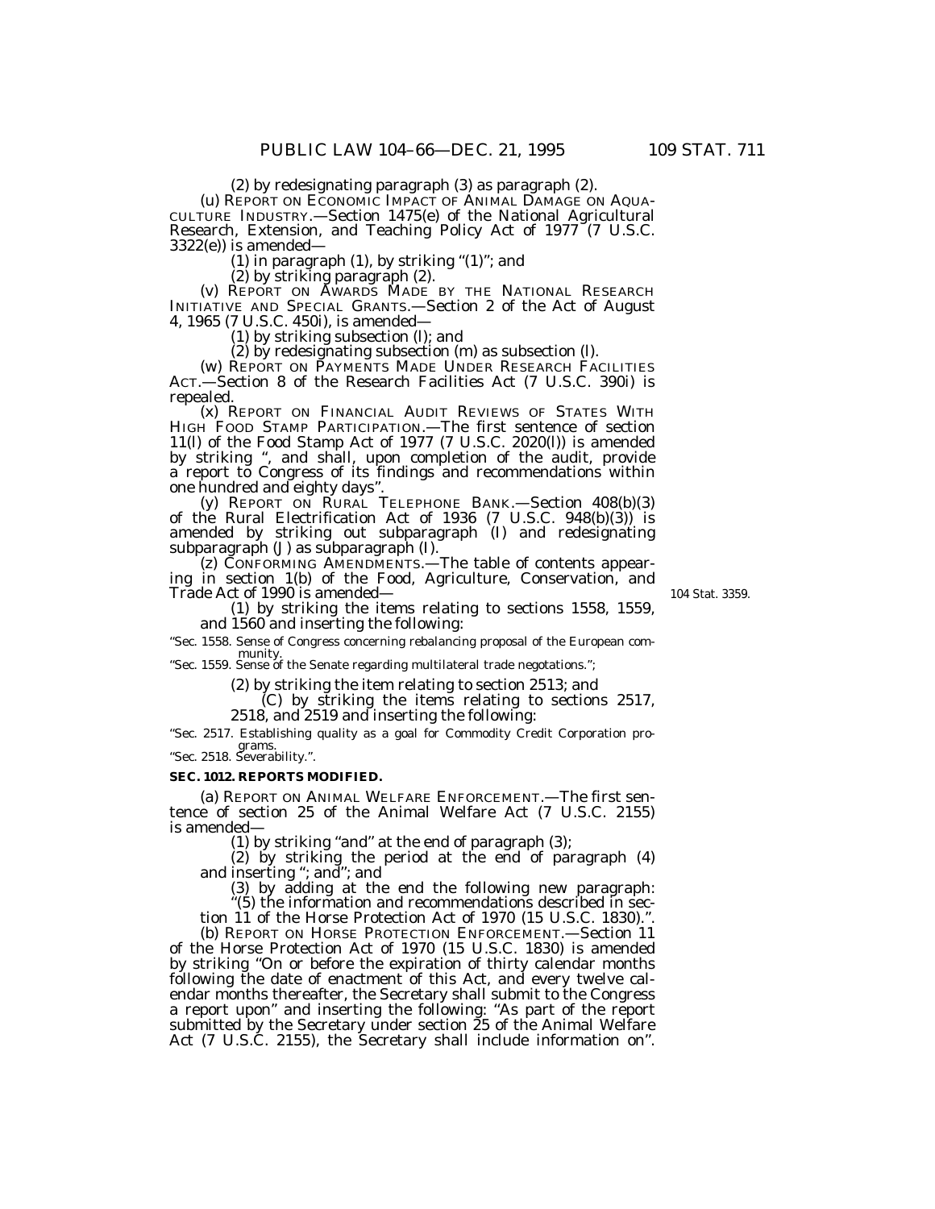(2) by redesignating paragraph (3) as paragraph (2).

(u) REPORT ON ECONOMIC IMPACT OF ANIMAL DAMAGE ON AQUACULTURE INDUSTRY.—Section 1475(e) of the National Agricultural Research, Extension, and Teaching Policy Act of 1977 (7 U.S.C. 3322(e)) is amended—

(1) in paragraph (1), by striking "(1)"; and

(2) by striking paragraph (2).

(v) REPORT ON AWARDS MADE BY THE NATIONAL RESEARCH INITIATIVE AND SPECIAL GRANTS.—Section 2 of the Act of August 4, 1965 (7 U.S.C. 450i), is amended—

(1) by striking subsection (l); and

(2) by redesignating subsection (m) as subsection (l).

(w) REPORT ON PAYMENTS MADE UNDER RESEARCH FACILITIES ACT.—Section 8 of the Research Facilities Act (7 U.S.C. 390i) is repealed.

(x) REPORT ON FINANCIAL AUDIT REVIEWS OF STATES WITH HIGH FOOD STAMP PARTICIPATION.—The first sentence of section 11(l) of the Food Stamp Act of 1977 (7 U.S.C. 2020(l)) is amended by striking ", and shall, upon completion of the audit, provide a report to Congress of its findings and recommendations within one hundred and eighty days".

(y) REPORT ON RURAL TELEPHONE BANK.—Section 408(b)(3) of the Rural Electrification Act of 1936 (7 U.S.C. 948(b)(3)) is amended by striking out subparagraph (I) and redesignating subparagraph (J) as subparagraph (I).

(z) CONFORMING AMENDMENTS.—The table of contents appearing in section 1(b) of the Food, Agriculture, Conservation, and Trade Act of 1990 is amended—

104 Stat. 3359.

(1) by striking the items relating to sections 1558, 1559, and 1560 and inserting the following:

"Sec. 1558. Sense of Congress concerning rebalancing proposal of the European community.
"Sec. 1559. Sense of the Senate regarding multilateral trade negotations.";

(2) by striking the item relating to section 2513; and

(C) by striking the items relating to sections 2517, 2518, and 2519 and inserting the following:

"Sec. 2517. Establishing quality as a goal for Commodity Credit Corporation programs.
"Sec. 2518. Severability.".

**SEC. 1012. REPORTS MODIFIED.**

(a) REPORT ON ANIMAL WELFARE ENFORCEMENT.—The first sentence of section 25 of the Animal Welfare Act (7 U.S.C. 2155) is amended—

(1) by striking "and" at the end of paragraph (3);

(2) by striking the period at the end of paragraph (4) and inserting "; and"; and

(3) by adding at the end the following new paragraph:

"(5) the information and recommendations described in section 11 of the Horse Protection Act of 1970 (15 U.S.C. 1830).".

(b) REPORT ON HORSE PROTECTION ENFORCEMENT.—Section 11 of the Horse Protection Act of 1970 (15 U.S.C. 1830) is amended by striking "On or before the expiration of thirty calendar months following the date of enactment of this Act, and every twelve calendar months thereafter, the Secretary shall submit to the Congress a report upon" and inserting the following: "As part of the report submitted by the Secretary under section 25 of the Animal Welfare Act (7 U.S.C. 2155), the Secretary shall include information on".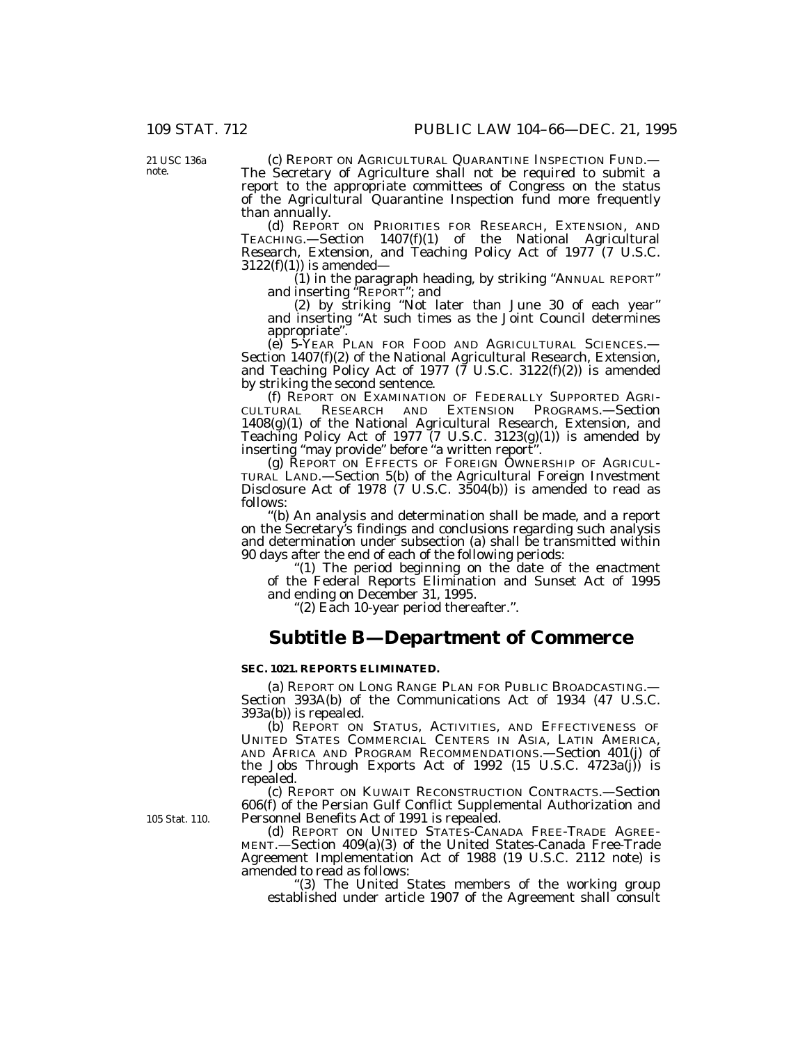21 USC 136a note.

(c) REPORT ON AGRICULTURAL QUARANTINE INSPECTION FUND.—The Secretary of Agriculture shall not be required to submit a report to the appropriate committees of Congress on the status of the Agricultural Quarantine Inspection fund more frequently than annually.

(d) REPORT ON PRIORITIES FOR RESEARCH, EXTENSION, AND TEACHING.—Section 1407(f)(1) of the National Agricultural Research, Extension, and Teaching Policy Act of 1977 (7 U.S.C. 3122(f)(1)) is amended—

(1) in the paragraph heading, by striking "ANNUAL REPORT" and inserting "REPORT"; and

(2) by striking "Not later than June 30 of each year" and inserting "At such times as the Joint Council determines appropriate".

(e) 5-YEAR PLAN FOR FOOD AND AGRICULTURAL SCIENCES.—Section 1407(f)(2) of the National Agricultural Research, Extension, and Teaching Policy Act of 1977 (7 U.S.C. 3122(f)(2)) is amended by striking the second sentence.

(f) REPORT ON EXAMINATION OF FEDERALLY SUPPORTED AGRICULTURAL RESEARCH AND EXTENSION PROGRAMS.—Section 1408(g)(1) of the National Agricultural Research, Extension, and Teaching Policy Act of 1977 (7 U.S.C. 3123(g)(1)) is amended by inserting "may provide" before "a written report".

(g) REPORT ON EFFECTS OF FOREIGN OWNERSHIP OF AGRICULTURAL LAND.—Section 5(b) of the Agricultural Foreign Investment Disclosure Act of 1978 (7 U.S.C. 3504(b)) is amended to read as follows:

"(b) An analysis and determination shall be made, and a report on the Secretary's findings and conclusions regarding such analysis and determination under subsection (a) shall be transmitted within 90 days after the end of each of the following periods:

"(1) The period beginning on the date of the enactment of the Federal Reports Elimination and Sunset Act of 1995 and ending on December 31, 1995.

"(2) Each 10-year period thereafter.".

## Subtitle B—Department of Commerce

**SEC. 1021. REPORTS ELIMINATED.**

(a) REPORT ON LONG RANGE PLAN FOR PUBLIC BROADCASTING.—Section 393A(b) of the Communications Act of 1934 (47 U.S.C. 393a(b)) is repealed.

(b) REPORT ON STATUS, ACTIVITIES, AND EFFECTIVENESS OF UNITED STATES COMMERCIAL CENTERS IN ASIA, LATIN AMERICA, AND AFRICA AND PROGRAM RECOMMENDATIONS.—Section 401(j) of the Jobs Through Exports Act of 1992 (15 U.S.C. 4723a(j)) is repealed.

(c) REPORT ON KUWAIT RECONSTRUCTION CONTRACTS.—Section 606(f) of the Persian Gulf Conflict Supplemental Authorization and Personnel Benefits Act of 1991 is repealed.

105 Stat. 110.

(d) REPORT ON UNITED STATES-CANADA FREE-TRADE AGREEMENT.—Section 409(a)(3) of the United States-Canada Free-Trade Agreement Implementation Act of 1988 (19 U.S.C. 2112 note) is amended to read as follows:

"(3) The United States members of the working group established under article 1907 of the Agreement shall consult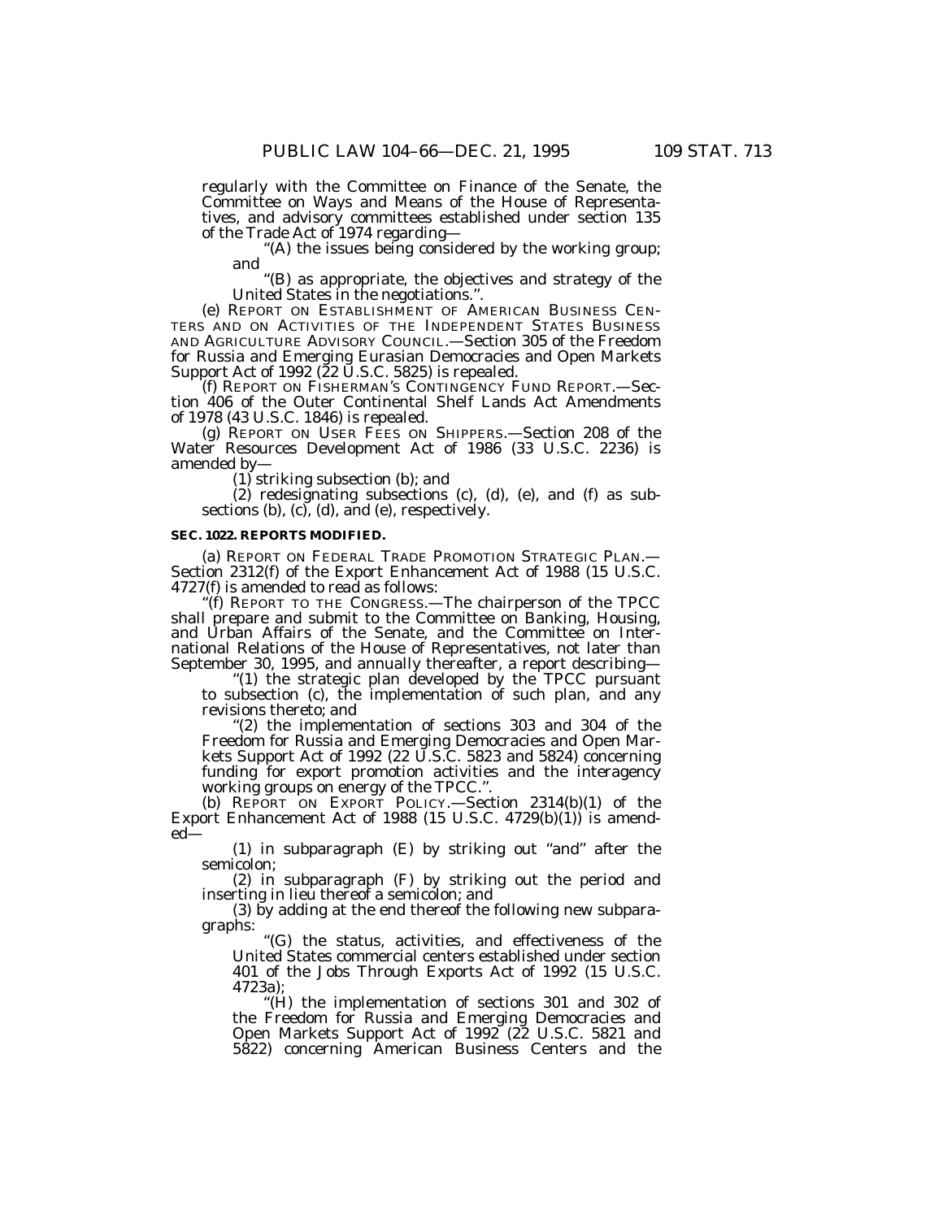regularly with the Committee on Finance of the Senate, the Committee on Ways and Means of the House of Representatives, and advisory committees established under section 135 of the Trade Act of 1974 regarding—

"(A) the issues being considered by the working group; and

"(B) as appropriate, the objectives and strategy of the United States in the negotiations.".

(e) REPORT ON ESTABLISHMENT OF AMERICAN BUSINESS CENTERS AND ON ACTIVITIES OF THE INDEPENDENT STATES BUSINESS AND AGRICULTURE ADVISORY COUNCIL.—Section 305 of the Freedom for Russia and Emerging Eurasian Democracies and Open Markets Support Act of 1992 (22 U.S.C. 5825) is repealed.

(f) REPORT ON FISHERMAN'S CONTINGENCY FUND REPORT.—Section 406 of the Outer Continental Shelf Lands Act Amendments of 1978 (43 U.S.C. 1846) is repealed.

(g) REPORT ON USER FEES ON SHIPPERS.—Section 208 of the Water Resources Development Act of 1986 (33 U.S.C. 2236) is amended by—

(1) striking subsection (b); and

(2) redesignating subsections (c), (d), (e), and (f) as subsections (b), (c), (d), and (e), respectively.

**SEC. 1022. REPORTS MODIFIED.**

(a) REPORT ON FEDERAL TRADE PROMOTION STRATEGIC PLAN.—Section 2312(f) of the Export Enhancement Act of 1988 (15 U.S.C. 4727(f) is amended to read as follows:

"(f) REPORT TO THE CONGRESS.—The chairperson of the TPCC shall prepare and submit to the Committee on Banking, Housing, and Urban Affairs of the Senate, and the Committee on International Relations of the House of Representatives, not later than September 30, 1995, and annually thereafter, a report describing—

"(1) the strategic plan developed by the TPCC pursuant to subsection (c), the implementation of such plan, and any revisions thereto; and

"(2) the implementation of sections 303 and 304 of the Freedom for Russia and Emerging Democracies and Open Markets Support Act of 1992 (22 U.S.C. 5823 and 5824) concerning funding for export promotion activities and the interagency working groups on energy of the TPCC.".

(b) REPORT ON EXPORT POLICY.—Section 2314(b)(1) of the Export Enhancement Act of 1988 (15 U.S.C. 4729(b)(1)) is amended—

(1) in subparagraph (E) by striking out "and" after the semicolon;

(2) in subparagraph (F) by striking out the period and inserting in lieu thereof a semicolon; and

(3) by adding at the end thereof the following new subparagraphs:

"(G) the status, activities, and effectiveness of the United States commercial centers established under section 401 of the Jobs Through Exports Act of 1992 (15 U.S.C. 4723a);

"(H) the implementation of sections 301 and 302 of the Freedom for Russia and Emerging Democracies and Open Markets Support Act of 1992 (22 U.S.C. 5821 and 5822) concerning American Business Centers and the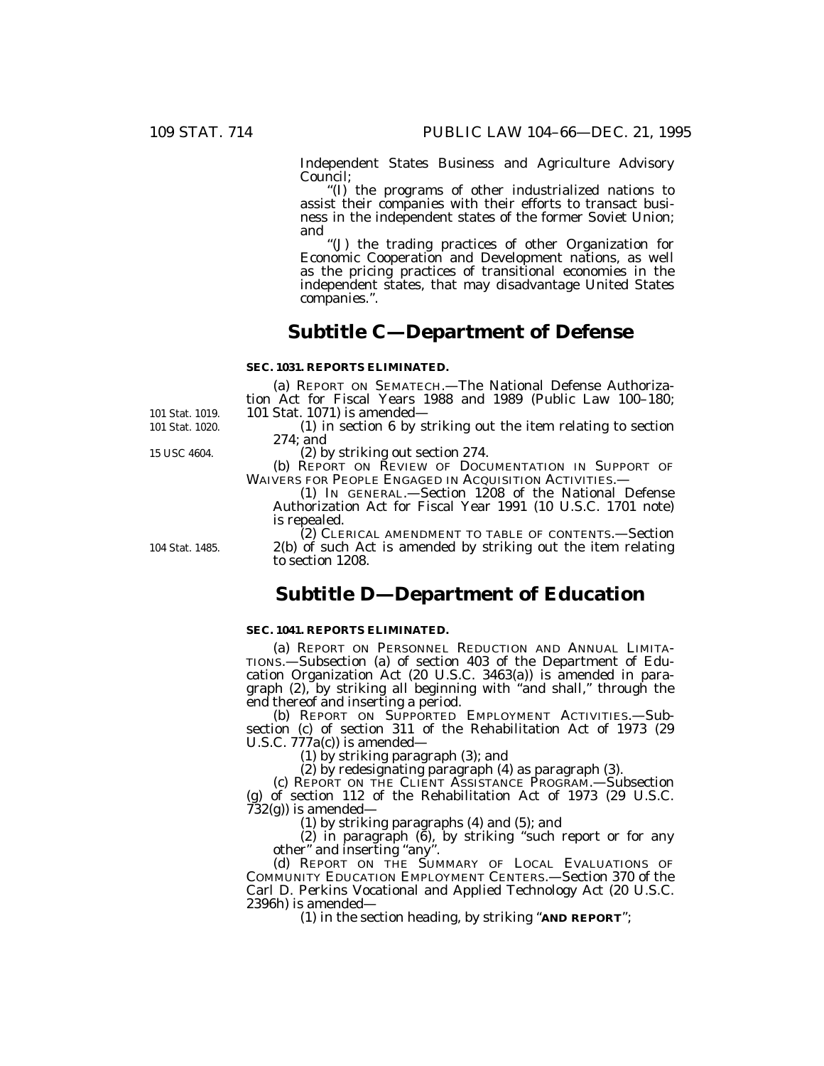Independent States Business and Agriculture Advisory Council;

"(I) the programs of other industrialized nations to assist their companies with their efforts to transact business in the independent states of the former Soviet Union; and

"(J) the trading practices of other Organization for Economic Cooperation and Development nations, as well as the pricing practices of transitional economies in the independent states, that may disadvantage United States companies.".

## Subtitle C—Department of Defense

**SEC. 1031. REPORTS ELIMINATED.**

(a) REPORT ON SEMATECH.—The National Defense Authorization Act for Fiscal Years 1988 and 1989 (Public Law 100–180; 101 Stat. 1071) is amended—

101 Stat. 1019.

101 Stat. 1020.

(1) in section 6 by striking out the item relating to section 274; and

15 USC 4604.

(2) by striking out section 274.

(b) REPORT ON REVIEW OF DOCUMENTATION IN SUPPORT OF WAIVERS FOR PEOPLE ENGAGED IN ACQUISITION ACTIVITIES.—

(1) IN GENERAL.—Section 1208 of the National Defense Authorization Act for Fiscal Year 1991 (10 U.S.C. 1701 note) is repealed.

104 Stat. 1485.

(2) CLERICAL AMENDMENT TO TABLE OF CONTENTS.—Section 2(b) of such Act is amended by striking out the item relating to section 1208.

## Subtitle D—Department of Education

**SEC. 1041. REPORTS ELIMINATED.**

(a) REPORT ON PERSONNEL REDUCTION AND ANNUAL LIMITATIONS.—Subsection (a) of section 403 of the Department of Education Organization Act (20 U.S.C. 3463(a)) is amended in paragraph (2), by striking all beginning with "and shall," through the end thereof and inserting a period.

(b) REPORT ON SUPPORTED EMPLOYMENT ACTIVITIES.—Subsection (c) of section 311 of the Rehabilitation Act of 1973 (29 U.S.C. 777a(c)) is amended—

(1) by striking paragraph (3); and

(2) by redesignating paragraph (4) as paragraph (3).

(c) REPORT ON THE CLIENT ASSISTANCE PROGRAM.—Subsection (g) of section 112 of the Rehabilitation Act of 1973 (29 U.S.C. 732(g)) is amended—

(1) by striking paragraphs (4) and (5); and

(2) in paragraph (6), by striking "such report or for any other" and inserting "any".

(d) REPORT ON THE SUMMARY OF LOCAL EVALUATIONS OF COMMUNITY EDUCATION EMPLOYMENT CENTERS.—Section 370 of the Carl D. Perkins Vocational and Applied Technology Act (20 U.S.C. 2396h) is amended—

(1) in the section heading, by striking "**AND REPORT**";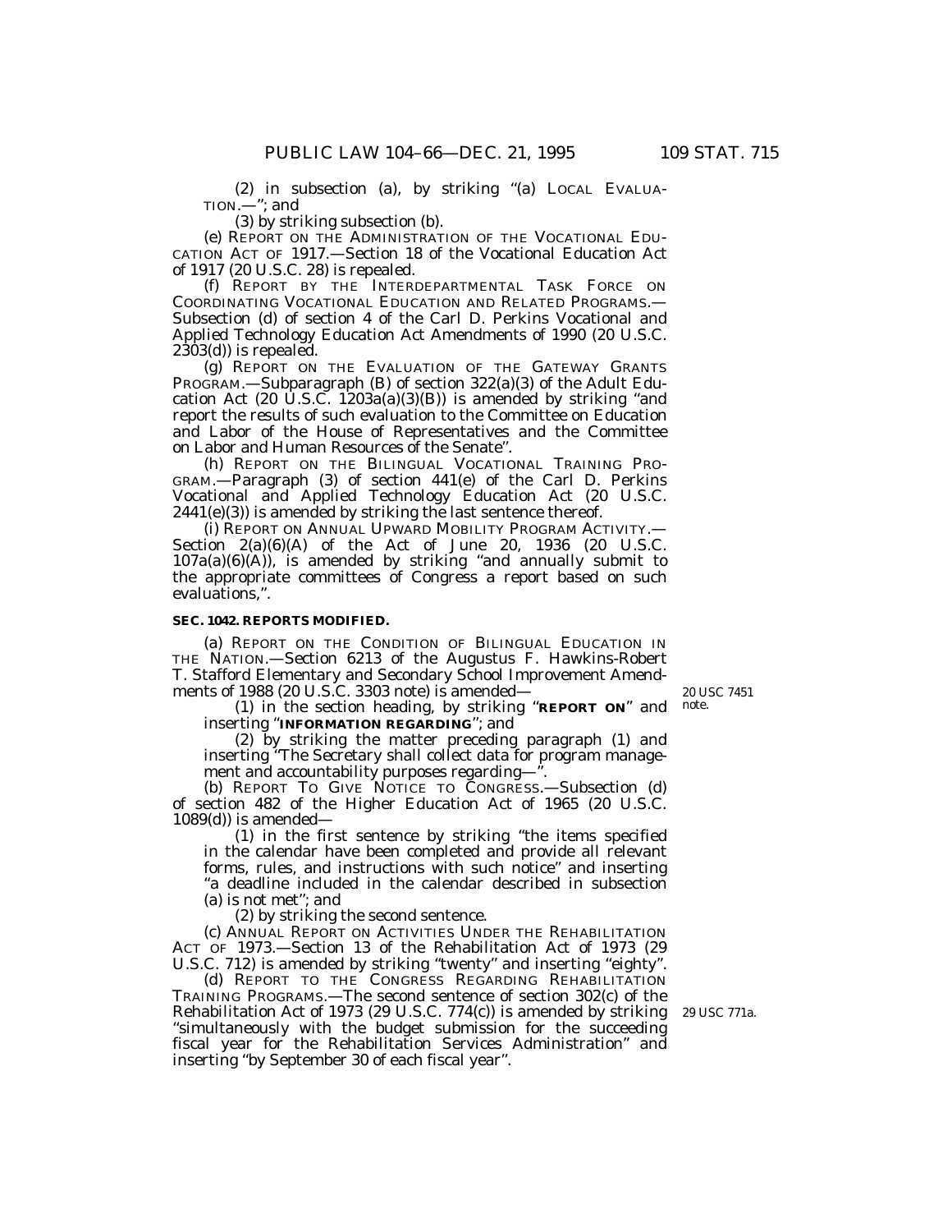(2) in subsection (a), by striking "(a) LOCAL EVALUATION.—"; and

(3) by striking subsection (b).

(e) REPORT ON THE ADMINISTRATION OF THE VOCATIONAL EDUCATION ACT OF 1917.—Section 18 of the Vocational Education Act of 1917 (20 U.S.C. 28) is repealed.

(f) REPORT BY THE INTERDEPARTMENTAL TASK FORCE ON COORDINATING VOCATIONAL EDUCATION AND RELATED PROGRAMS.—Subsection (d) of section 4 of the Carl D. Perkins Vocational and Applied Technology Education Act Amendments of 1990 (20 U.S.C. 2303(d)) is repealed.

(g) REPORT ON THE EVALUATION OF THE GATEWAY GRANTS PROGRAM.—Subparagraph (B) of section 322(a)(3) of the Adult Education Act (20 U.S.C. 1203a(a)(3)(B)) is amended by striking "and report the results of such evaluation to the Committee on Education and Labor of the House of Representatives and the Committee on Labor and Human Resources of the Senate".

(h) REPORT ON THE BILINGUAL VOCATIONAL TRAINING PROGRAM.—Paragraph (3) of section 441(e) of the Carl D. Perkins Vocational and Applied Technology Education Act (20 U.S.C. 2441(e)(3)) is amended by striking the last sentence thereof.

(i) REPORT ON ANNUAL UPWARD MOBILITY PROGRAM ACTIVITY.—Section 2(a)(6)(A) of the Act of June 20, 1936 (20 U.S.C. 107a(a)(6)(A)), is amended by striking "and annually submit to the appropriate committees of Congress a report based on such evaluations,".

### SEC. 1042. REPORTS MODIFIED.

(a) REPORT ON THE CONDITION OF BILINGUAL EDUCATION IN THE NATION.—Section 6213 of the Augustus F. Hawkins-Robert T. Stafford Elementary and Secondary School Improvement Amendments of 1988 (20 U.S.C. 3303 note) is amended—

20 USC 7451 note.

(1) in the section heading, by striking "**REPORT ON**" and inserting "**INFORMATION REGARDING**"; and

(2) by striking the matter preceding paragraph (1) and inserting "The Secretary shall collect data for program management and accountability purposes regarding—".

(b) REPORT TO GIVE NOTICE TO CONGRESS.—Subsection (d) of section 482 of the Higher Education Act of 1965 (20 U.S.C. 1089(d)) is amended—

(1) in the first sentence by striking "the items specified in the calendar have been completed and provide all relevant forms, rules, and instructions with such notice" and inserting "a deadline included in the calendar described in subsection (a) is not met"; and

(2) by striking the second sentence.

(c) ANNUAL REPORT ON ACTIVITIES UNDER THE REHABILITATION ACT OF 1973.—Section 13 of the Rehabilitation Act of 1973 (29 U.S.C. 712) is amended by striking "twenty" and inserting "eighty".

(d) REPORT TO THE CONGRESS REGARDING REHABILITATION TRAINING PROGRAMS.—The second sentence of section 302(c) of the Rehabilitation Act of 1973 (29 U.S.C. 774(c)) is amended by striking "simultaneously with the budget submission for the succeeding fiscal year for the Rehabilitation Services Administration" and inserting "by September 30 of each fiscal year".

29 USC 771a.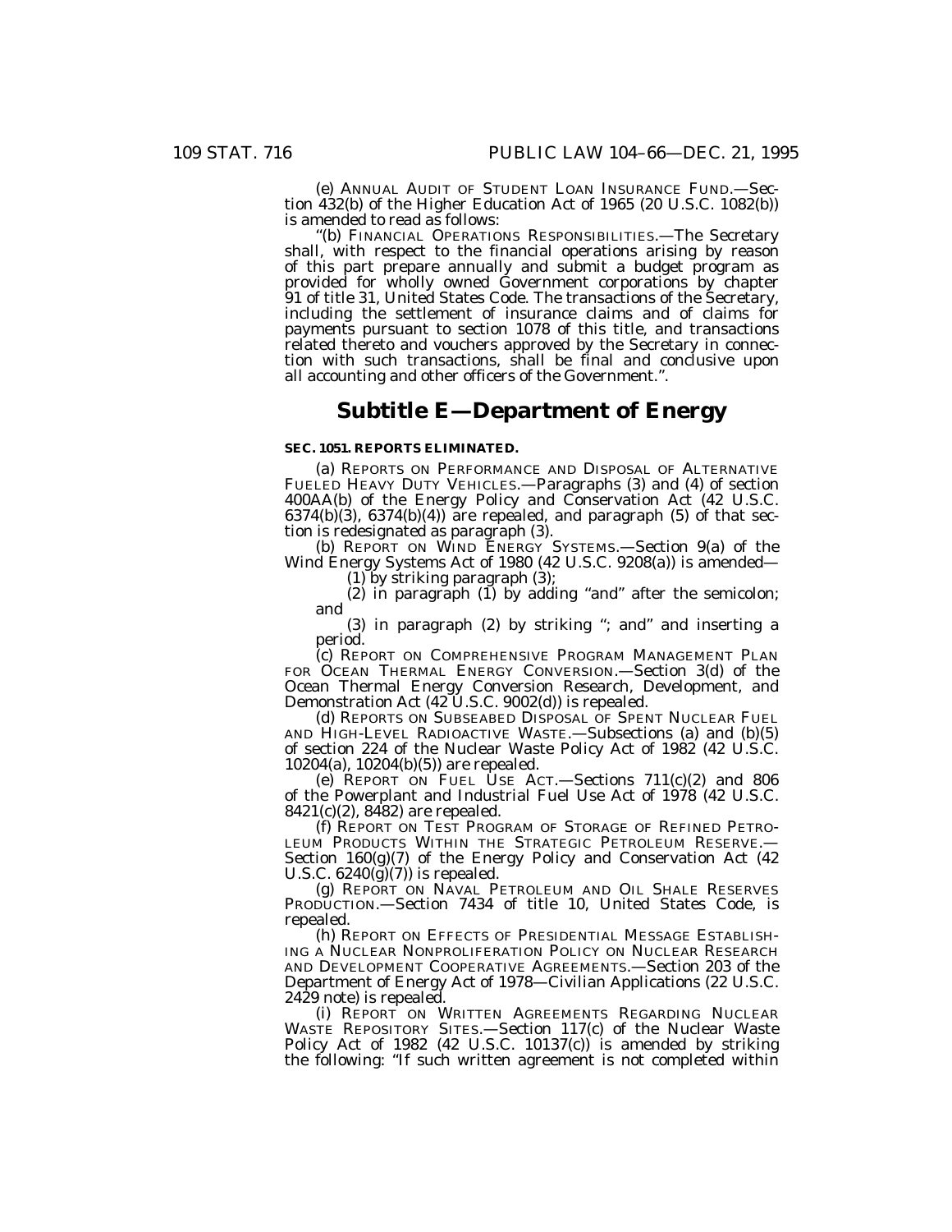(e) ANNUAL AUDIT OF STUDENT LOAN INSURANCE FUND.—Section 432(b) of the Higher Education Act of 1965 (20 U.S.C. 1082(b)) is amended to read as follows:

"(b) FINANCIAL OPERATIONS RESPONSIBILITIES.—The Secretary shall, with respect to the financial operations arising by reason of this part prepare annually and submit a budget program as provided for wholly owned Government corporations by chapter 91 of title 31, United States Code. The transactions of the Secretary, including the settlement of insurance claims and of claims for payments pursuant to section 1078 of this title, and transactions related thereto and vouchers approved by the Secretary in connection with such transactions, shall be final and conclusive upon all accounting and other officers of the Government.".

## Subtitle E—Department of Energy

**SEC. 1051. REPORTS ELIMINATED.**

(a) REPORTS ON PERFORMANCE AND DISPOSAL OF ALTERNATIVE FUELED HEAVY DUTY VEHICLES.—Paragraphs (3) and (4) of section 400AA(b) of the Energy Policy and Conservation Act (42 U.S.C. 6374(b)(3), 6374(b)(4)) are repealed, and paragraph (5) of that section is redesignated as paragraph (3).

(b) REPORT ON WIND ENERGY SYSTEMS.—Section 9(a) of the Wind Energy Systems Act of 1980 (42 U.S.C. 9208(a)) is amended—

(1) by striking paragraph (3);

(2) in paragraph (1) by adding "and" after the semicolon; and

(3) in paragraph (2) by striking "; and" and inserting a period.

(c) REPORT ON COMPREHENSIVE PROGRAM MANAGEMENT PLAN FOR OCEAN THERMAL ENERGY CONVERSION.—Section 3(d) of the Ocean Thermal Energy Conversion Research, Development, and Demonstration Act (42 U.S.C. 9002(d)) is repealed.

(d) REPORTS ON SUBSEABED DISPOSAL OF SPENT NUCLEAR FUEL AND HIGH-LEVEL RADIOACTIVE WASTE.—Subsections (a) and (b)(5) of section 224 of the Nuclear Waste Policy Act of 1982 (42 U.S.C. 10204(a), 10204(b)(5)) are repealed.

(e) REPORT ON FUEL USE ACT.—Sections 711(c)(2) and 806 of the Powerplant and Industrial Fuel Use Act of 1978 (42 U.S.C. 8421(c)(2), 8482) are repealed.

(f) REPORT ON TEST PROGRAM OF STORAGE OF REFINED PETROLEUM PRODUCTS WITHIN THE STRATEGIC PETROLEUM RESERVE.—Section 160(g)(7) of the Energy Policy and Conservation Act (42 U.S.C. 6240(g)(7)) is repealed.

(g) REPORT ON NAVAL PETROLEUM AND OIL SHALE RESERVES PRODUCTION.—Section 7434 of title 10, United States Code, is repealed.

(h) REPORT ON EFFECTS OF PRESIDENTIAL MESSAGE ESTABLISHING A NUCLEAR NONPROLIFERATION POLICY ON NUCLEAR RESEARCH AND DEVELOPMENT COOPERATIVE AGREEMENTS.—Section 203 of the Department of Energy Act of 1978—Civilian Applications (22 U.S.C. 2429 note) is repealed.

(i) REPORT ON WRITTEN AGREEMENTS REGARDING NUCLEAR WASTE REPOSITORY SITES.—Section 117(c) of the Nuclear Waste Policy Act of 1982 (42 U.S.C. 10137(c)) is amended by striking the following: "If such written agreement is not completed within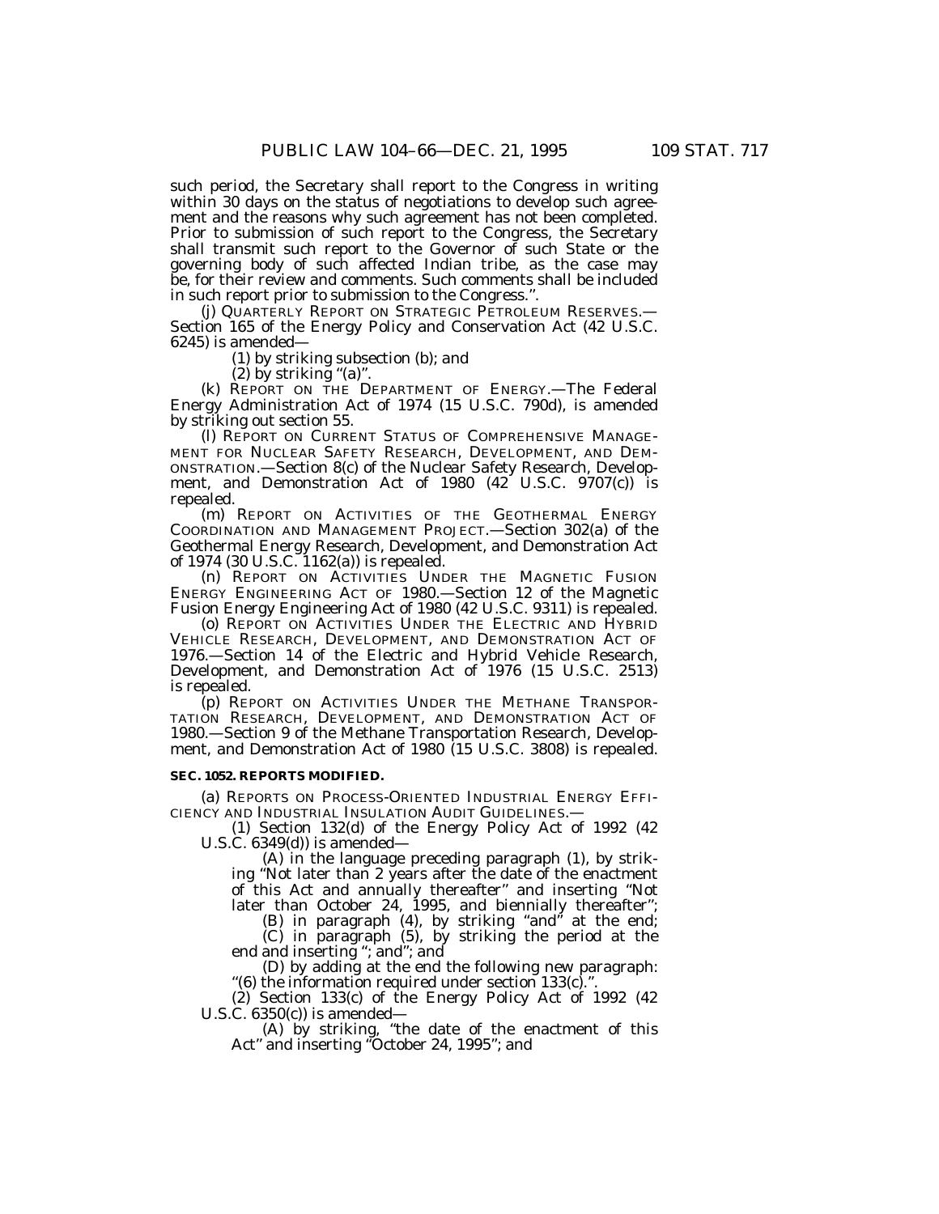such period, the Secretary shall report to the Congress in writing within 30 days on the status of negotiations to develop such agreement and the reasons why such agreement has not been completed. Prior to submission of such report to the Congress, the Secretary shall transmit such report to the Governor of such State or the governing body of such affected Indian tribe, as the case may be, for their review and comments. Such comments shall be included in such report prior to submission to the Congress.''.

(j) QUARTERLY REPORT ON STRATEGIC PETROLEUM RESERVES.—Section 165 of the Energy Policy and Conservation Act (42 U.S.C. 6245) is amended—

(1) by striking subsection (b); and

(2) by striking ''(a)''.

(k) REPORT ON THE DEPARTMENT OF ENERGY.—The Federal Energy Administration Act of 1974 (15 U.S.C. 790d), is amended by striking out section 55.

(l) REPORT ON CURRENT STATUS OF COMPREHENSIVE MANAGEMENT FOR NUCLEAR SAFETY RESEARCH, DEVELOPMENT, AND DEMONSTRATION.—Section 8(c) of the Nuclear Safety Research, Development, and Demonstration Act of 1980 (42 U.S.C. 9707(c)) is repealed.

(m) REPORT ON ACTIVITIES OF THE GEOTHERMAL ENERGY COORDINATION AND MANAGEMENT PROJECT.—Section 302(a) of the Geothermal Energy Research, Development, and Demonstration Act of 1974 (30 U.S.C. 1162(a)) is repealed.

(n) REPORT ON ACTIVITIES UNDER THE MAGNETIC FUSION ENERGY ENGINEERING ACT OF 1980.—Section 12 of the Magnetic Fusion Energy Engineering Act of 1980 (42 U.S.C. 9311) is repealed.

(o) REPORT ON ACTIVITIES UNDER THE ELECTRIC AND HYBRID VEHICLE RESEARCH, DEVELOPMENT, AND DEMONSTRATION ACT OF 1976.—Section 14 of the Electric and Hybrid Vehicle Research, Development, and Demonstration Act of 1976 (15 U.S.C. 2513) is repealed.

(p) REPORT ON ACTIVITIES UNDER THE METHANE TRANSPORTATION RESEARCH, DEVELOPMENT, AND DEMONSTRATION ACT OF 1980.—Section 9 of the Methane Transportation Research, Development, and Demonstration Act of 1980 (15 U.S.C. 3808) is repealed.

**SEC. 1052. REPORTS MODIFIED.**

(a) REPORTS ON PROCESS-ORIENTED INDUSTRIAL ENERGY EFFICIENCY AND INDUSTRIAL INSULATION AUDIT GUIDELINES.—

(1) Section 132(d) of the Energy Policy Act of 1992 (42 U.S.C. 6349(d)) is amended—

(A) in the language preceding paragraph (1), by striking ''Not later than 2 years after the date of the enactment of this Act and annually thereafter'' and inserting ''Not later than October 24, 1995, and biennially thereafter'';

(B) in paragraph (4), by striking ''and'' at the end;

(C) in paragraph (5), by striking the period at the end and inserting ''; and''; and

(D) by adding at the end the following new paragraph:
''(6) the information required under section 133(c).''.

(2) Section 133(c) of the Energy Policy Act of 1992 (42 U.S.C. 6350(c)) is amended—

(A) by striking, ''the date of the enactment of this Act'' and inserting ''October 24, 1995''; and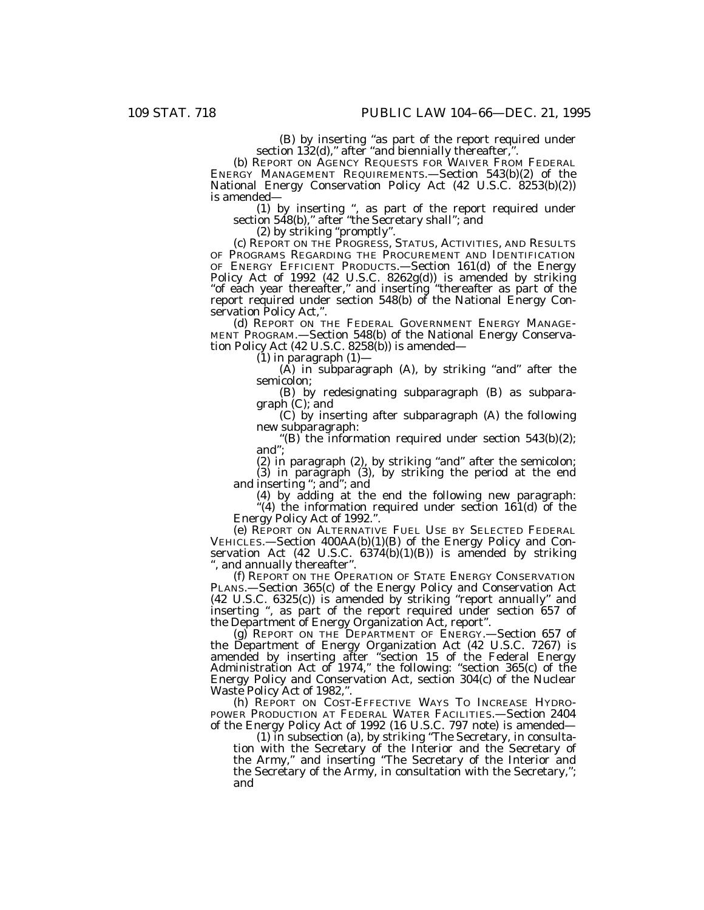(B) by inserting "as part of the report required under section 132(d)," after "and biennially thereafter,".

(b) REPORT ON AGENCY REQUESTS FOR WAIVER FROM FEDERAL ENERGY MANAGEMENT REQUIREMENTS.—Section 543(b)(2) of the National Energy Conservation Policy Act (42 U.S.C. 8253(b)(2)) is amended—

(1) by inserting ", as part of the report required under section 548(b)," after "the Secretary shall"; and

(2) by striking "promptly".

(c) REPORT ON THE PROGRESS, STATUS, ACTIVITIES, AND RESULTS OF PROGRAMS REGARDING THE PROCUREMENT AND IDENTIFICATION OF ENERGY EFFICIENT PRODUCTS.—Section 161(d) of the Energy Policy Act of 1992 (42 U.S.C. 8262g(d)) is amended by striking "of each year thereafter," and inserting "thereafter as part of the report required under section 548(b) of the National Energy Conservation Policy Act,".

(d) REPORT ON THE FEDERAL GOVERNMENT ENERGY MANAGEMENT PROGRAM.—Section 548(b) of the National Energy Conservation Policy Act (42 U.S.C. 8258(b)) is amended—

(1) in paragraph (1)—

(A) in subparagraph (A), by striking "and" after the semicolon;

(B) by redesignating subparagraph (B) as subparagraph (C); and

(C) by inserting after subparagraph (A) the following new subparagraph:

"(B) the information required under section 543(b)(2); and";

(2) in paragraph (2), by striking "and" after the semicolon;

(3) in paragraph (3), by striking the period at the end and inserting "; and"; and

(4) by adding at the end the following new paragraph:

"(4) the information required under section 161(d) of the Energy Policy Act of 1992.".

(e) REPORT ON ALTERNATIVE FUEL USE BY SELECTED FEDERAL VEHICLES.—Section 400AA(b)(1)(B) of the Energy Policy and Conservation Act (42 U.S.C. 6374(b)(1)(B)) is amended by striking ", and annually thereafter".

(f) REPORT ON THE OPERATION OF STATE ENERGY CONSERVATION PLANS.—Section 365(c) of the Energy Policy and Conservation Act (42 U.S.C. 6325(c)) is amended by striking "report annually" and inserting ", as part of the report required under section 657 of the Department of Energy Organization Act, report".

(g) REPORT ON THE DEPARTMENT OF ENERGY.—Section 657 of the Department of Energy Organization Act (42 U.S.C. 7267) is amended by inserting after "section 15 of the Federal Energy Administration Act of 1974," the following: "section 365(c) of the Energy Policy and Conservation Act, section 304(c) of the Nuclear Waste Policy Act of 1982,".

(h) REPORT ON COST-EFFECTIVE WAYS TO INCREASE HYDROPOWER PRODUCTION AT FEDERAL WATER FACILITIES.—Section 2404 of the Energy Policy Act of 1992 (16 U.S.C. 797 note) is amended—

(1) in subsection (a), by striking "The Secretary, in consultation with the Secretary of the Interior and the Secretary of the Army," and inserting "The Secretary of the Interior and the Secretary of the Army, in consultation with the Secretary,"; and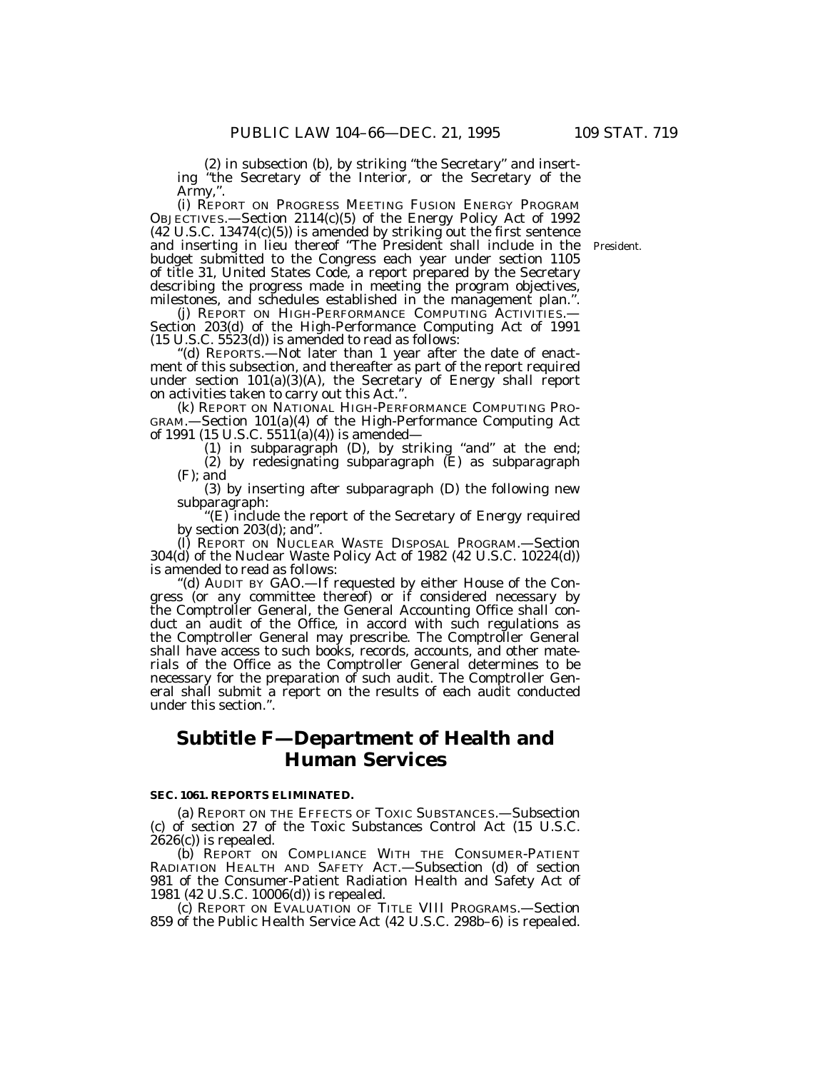(2) in subsection (b), by striking "the Secretary" and inserting "the Secretary of the Interior, or the Secretary of the Army,".

(i) REPORT ON PROGRESS MEETING FUSION ENERGY PROGRAM OBJECTIVES.—Section 2114(c)(5) of the Energy Policy Act of 1992 (42 U.S.C. 13474(c)(5)) is amended by striking out the first sentence and inserting in lieu thereof "The President shall include in the budget submitted to the Congress each year under section 1105 of title 31, United States Code, a report prepared by the Secretary describing the progress made in meeting the program objectives, milestones, and schedules established in the management plan.".

President.

(j) REPORT ON HIGH-PERFORMANCE COMPUTING ACTIVITIES.—Section 203(d) of the High-Performance Computing Act of 1991 (15 U.S.C. 5523(d)) is amended to read as follows:

"(d) REPORTS.—Not later than 1 year after the date of enactment of this subsection, and thereafter as part of the report required under section 101(a)(3)(A), the Secretary of Energy shall report on activities taken to carry out this Act.".

(k) REPORT ON NATIONAL HIGH-PERFORMANCE COMPUTING PROGRAM.—Section 101(a)(4) of the High-Performance Computing Act of 1991 (15 U.S.C. 5511(a)(4)) is amended—

(1) in subparagraph (D), by striking "and" at the end;

(2) by redesignating subparagraph (E) as subparagraph (F); and

(3) by inserting after subparagraph (D) the following new subparagraph:

"(E) include the report of the Secretary of Energy required by section 203(d); and".

(l) REPORT ON NUCLEAR WASTE DISPOSAL PROGRAM.—Section 304(d) of the Nuclear Waste Policy Act of 1982 (42 U.S.C. 10224(d)) is amended to read as follows:

"(d) AUDIT BY GAO.—If requested by either House of the Congress (or any committee thereof) or if considered necessary by the Comptroller General, the General Accounting Office shall conduct an audit of the Office, in accord with such regulations as the Comptroller General may prescribe. The Comptroller General shall have access to such books, records, accounts, and other materials of the Office as the Comptroller General determines to be necessary for the preparation of such audit. The Comptroller General shall submit a report on the results of each audit conducted under this section.".

## Subtitle F—Department of Health and Human Services

**SEC. 1061. REPORTS ELIMINATED.**

(a) REPORT ON THE EFFECTS OF TOXIC SUBSTANCES.—Subsection (c) of section 27 of the Toxic Substances Control Act (15 U.S.C. 2626(c)) is repealed.

(b) REPORT ON COMPLIANCE WITH THE CONSUMER-PATIENT RADIATION HEALTH AND SAFETY ACT.—Subsection (d) of section 981 of the Consumer-Patient Radiation Health and Safety Act of 1981 (42 U.S.C. 10006(d)) is repealed.

(c) REPORT ON EVALUATION OF TITLE VIII PROGRAMS.—Section 859 of the Public Health Service Act (42 U.S.C. 298b–6) is repealed.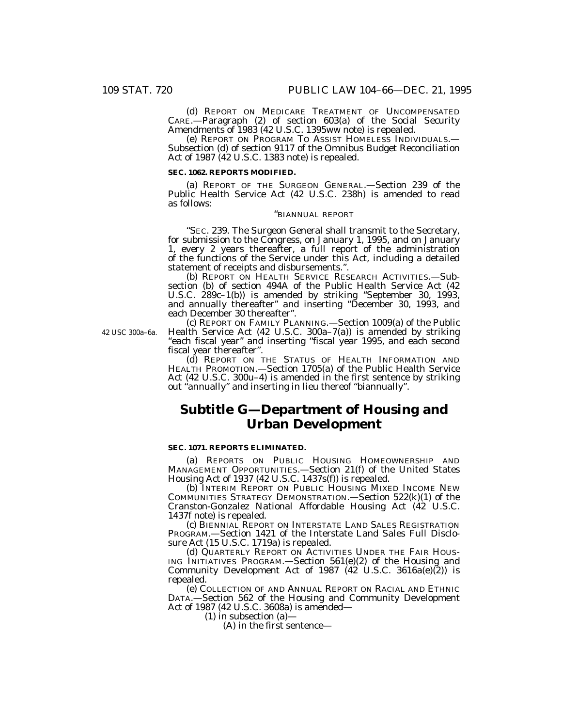(d) REPORT ON MEDICARE TREATMENT OF UNCOMPENSATED CARE.—Paragraph (2) of section 603(a) of the Social Security Amendments of 1983 (42 U.S.C. 1395ww note) is repealed.

(e) REPORT ON PROGRAM TO ASSIST HOMELESS INDIVIDUALS.—Subsection (d) of section 9117 of the Omnibus Budget Reconciliation Act of 1987 (42 U.S.C. 1383 note) is repealed.

**SEC. 1062. REPORTS MODIFIED.**

(a) REPORT OF THE SURGEON GENERAL.—Section 239 of the Public Health Service Act (42 U.S.C. 238h) is amended to read as follows:

"BIANNUAL REPORT

"SEC. 239. The Surgeon General shall transmit to the Secretary, for submission to the Congress, on January 1, 1995, and on January 1, every 2 years thereafter, a full report of the administration of the functions of the Service under this Act, including a detailed statement of receipts and disbursements.".

(b) REPORT ON HEALTH SERVICE RESEARCH ACTIVITIES.—Subsection (b) of section 494A of the Public Health Service Act (42 U.S.C. 289c–1(b)) is amended by striking "September 30, 1993, and annually thereafter" and inserting "December 30, 1993, and each December 30 thereafter".

42 USC 300a–6a.

(c) REPORT ON FAMILY PLANNING.—Section 1009(a) of the Public Health Service Act (42 U.S.C. 300a–7(a)) is amended by striking "each fiscal year" and inserting "fiscal year 1995, and each second fiscal year thereafter".

(d) REPORT ON THE STATUS OF HEALTH INFORMATION AND HEALTH PROMOTION.—Section 1705(a) of the Public Health Service Act (42 U.S.C. 300u–4) is amended in the first sentence by striking out "annually" and inserting in lieu thereof "biannually".

## Subtitle G—Department of Housing and Urban Development

**SEC. 1071. REPORTS ELIMINATED.**

(a) REPORTS ON PUBLIC HOUSING HOMEOWNERSHIP AND MANAGEMENT OPPORTUNITIES.—Section 21(f) of the United States Housing Act of 1937 (42 U.S.C. 1437s(f)) is repealed.

(b) INTERIM REPORT ON PUBLIC HOUSING MIXED INCOME NEW COMMUNITIES STRATEGY DEMONSTRATION.—Section 522(k)(1) of the Cranston-Gonzalez National Affordable Housing Act (42 U.S.C. 1437f note) is repealed.

(c) BIENNIAL REPORT ON INTERSTATE LAND SALES REGISTRATION PROGRAM.—Section 1421 of the Interstate Land Sales Full Disclosure Act (15 U.S.C. 1719a) is repealed.

(d) QUARTERLY REPORT ON ACTIVITIES UNDER THE FAIR HOUSING INITIATIVES PROGRAM.—Section 561(e)(2) of the Housing and Community Development Act of 1987 (42 U.S.C. 3616a(e)(2)) is repealed.

(e) COLLECTION OF AND ANNUAL REPORT ON RACIAL AND ETHNIC DATA.—Section 562 of the Housing and Community Development Act of 1987 (42 U.S.C. 3608a) is amended—

(1) in subsection (a)—

(A) in the first sentence—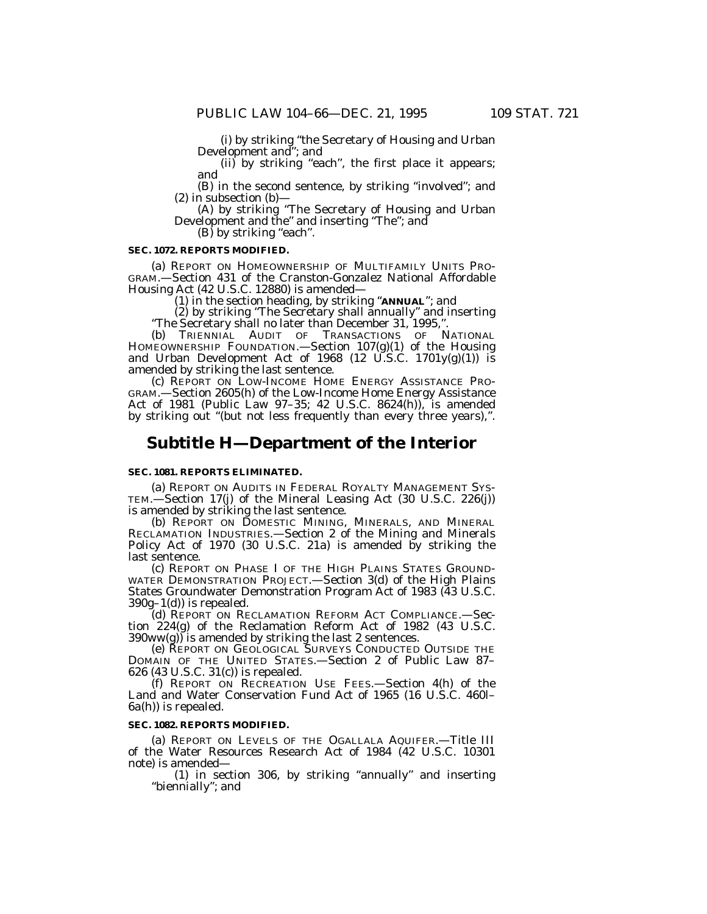(i) by striking "the Secretary of Housing and Urban Development and"; and

(ii) by striking "each", the first place it appears; and

(B) in the second sentence, by striking "involved"; and

(2) in subsection (b)—

(A) by striking "The Secretary of Housing and Urban Development and the" and inserting "The"; and

(B) by striking "each".

**SEC. 1072. REPORTS MODIFIED.**

(a) REPORT ON HOMEOWNERSHIP OF MULTIFAMILY UNITS PROGRAM.—Section 431 of the Cranston-Gonzalez National Affordable Housing Act (42 U.S.C. 12880) is amended—

(1) in the section heading, by striking "**ANNUAL**"; and

(2) by striking "The Secretary shall annually" and inserting "The Secretary shall no later than December 31, 1995,".

(b) TRIENNIAL AUDIT OF TRANSACTIONS OF NATIONAL HOMEOWNERSHIP FOUNDATION.—Section 107(g)(1) of the Housing and Urban Development Act of 1968 (12 U.S.C. 1701y(g)(1)) is amended by striking the last sentence.

(c) REPORT ON LOW-INCOME HOME ENERGY ASSISTANCE PROGRAM.—Section 2605(h) of the Low-Income Home Energy Assistance Act of 1981 (Public Law 97–35; 42 U.S.C. 8624(h)), is amended by striking out "(but not less frequently than every three years),".

## Subtitle H—Department of the Interior

**SEC. 1081. REPORTS ELIMINATED.**

(a) REPORT ON AUDITS IN FEDERAL ROYALTY MANAGEMENT SYSTEM.—Section 17(j) of the Mineral Leasing Act (30 U.S.C. 226(j)) is amended by striking the last sentence.

(b) REPORT ON DOMESTIC MINING, MINERALS, AND MINERAL RECLAMATION INDUSTRIES.—Section 2 of the Mining and Minerals Policy Act of 1970 (30 U.S.C. 21a) is amended by striking the last sentence.

(c) REPORT ON PHASE I OF THE HIGH PLAINS STATES GROUNDWATER DEMONSTRATION PROJECT.—Section 3(d) of the High Plains States Groundwater Demonstration Program Act of 1983 (43 U.S.C. 390g–1(d)) is repealed.

(d) REPORT ON RECLAMATION REFORM ACT COMPLIANCE.—Section 224(g) of the Reclamation Reform Act of 1982 (43 U.S.C. 390ww(g)) is amended by striking the last 2 sentences.

(e) REPORT ON GEOLOGICAL SURVEYS CONDUCTED OUTSIDE THE DOMAIN OF THE UNITED STATES.—Section 2 of Public Law 87–626 (43 U.S.C. 31(c)) is repealed.

(f) REPORT ON RECREATION USE FEES.—Section 4(h) of the Land and Water Conservation Fund Act of 1965 (16 U.S.C. 460l–6a(h)) is repealed.

**SEC. 1082. REPORTS MODIFIED.**

(a) REPORT ON LEVELS OF THE OGALLALA AQUIFER.—Title III of the Water Resources Research Act of 1984 (42 U.S.C. 10301 note) is amended—

(1) in section 306, by striking "annually" and inserting "biennially"; and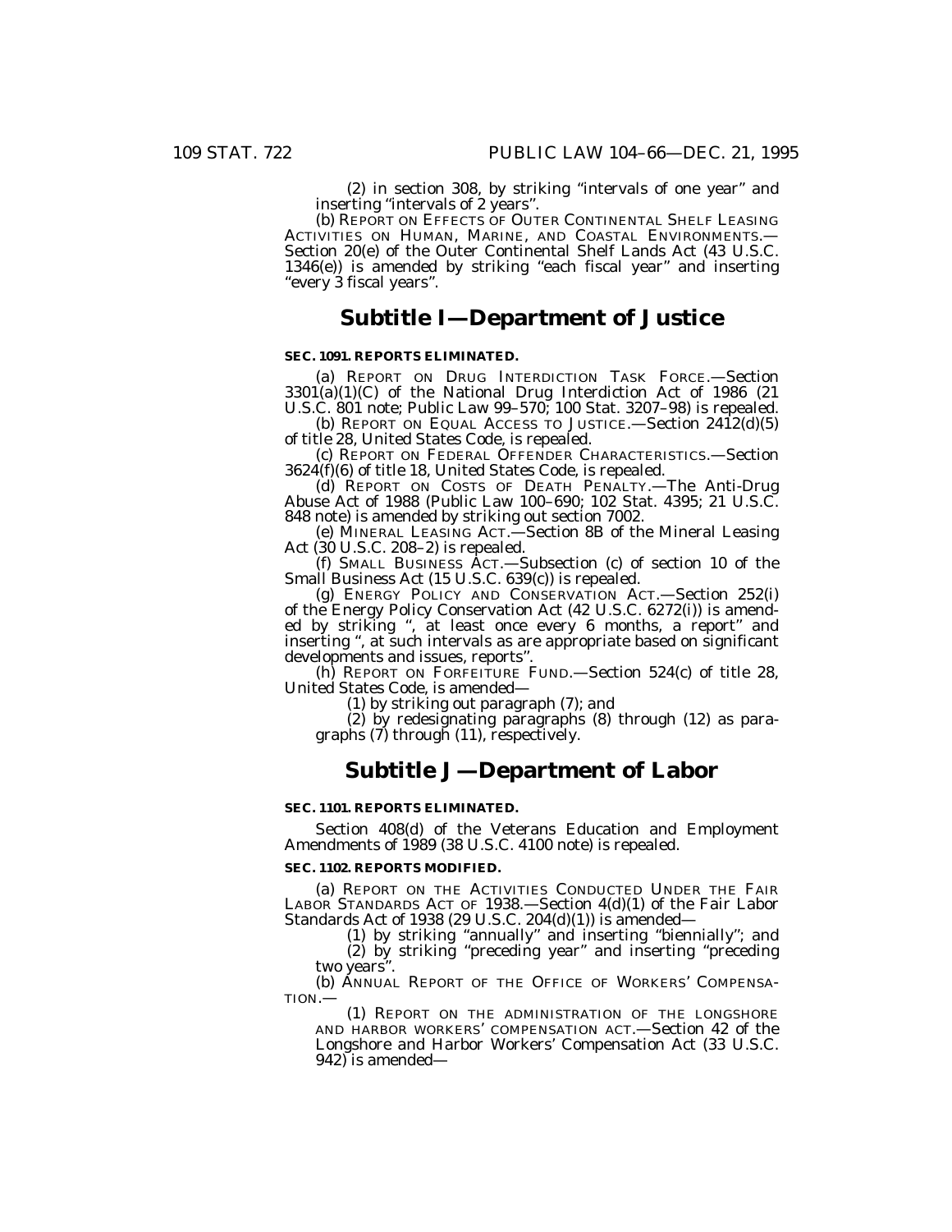(2) in section 308, by striking "intervals of one year" and inserting "intervals of 2 years".

(b) REPORT ON EFFECTS OF OUTER CONTINENTAL SHELF LEASING ACTIVITIES ON HUMAN, MARINE, AND COASTAL ENVIRONMENTS.—Section 20(e) of the Outer Continental Shelf Lands Act (43 U.S.C. 1346(e)) is amended by striking "each fiscal year" and inserting "every 3 fiscal years".

## Subtitle I—Department of Justice

**SEC. 1091. REPORTS ELIMINATED.**

(a) REPORT ON DRUG INTERDICTION TASK FORCE.—Section 3301(a)(1)(C) of the National Drug Interdiction Act of 1986 (21 U.S.C. 801 note; Public Law 99–570; 100 Stat. 3207–98) is repealed.

(b) REPORT ON EQUAL ACCESS TO JUSTICE.—Section 2412(d)(5) of title 28, United States Code, is repealed.

(c) REPORT ON FEDERAL OFFENDER CHARACTERISTICS.—Section 3624(f)(6) of title 18, United States Code, is repealed.

(d) REPORT ON COSTS OF DEATH PENALTY.—The Anti-Drug Abuse Act of 1988 (Public Law 100–690; 102 Stat. 4395; 21 U.S.C. 848 note) is amended by striking out section 7002.

(e) MINERAL LEASING ACT.—Section 8B of the Mineral Leasing Act (30 U.S.C. 208–2) is repealed.

(f) SMALL BUSINESS ACT.—Subsection (c) of section 10 of the Small Business Act (15 U.S.C. 639(c)) is repealed.

(g) ENERGY POLICY AND CONSERVATION ACT.—Section 252(i) of the Energy Policy Conservation Act (42 U.S.C. 6272(i)) is amended by striking ", at least once every 6 months, a report" and inserting ", at such intervals as are appropriate based on significant developments and issues, reports".

(h) REPORT ON FORFEITURE FUND.—Section 524(c) of title 28, United States Code, is amended—

(1) by striking out paragraph (7); and

(2) by redesignating paragraphs (8) through (12) as paragraphs (7) through (11), respectively.

## Subtitle J—Department of Labor

**SEC. 1101. REPORTS ELIMINATED.**

Section 408(d) of the Veterans Education and Employment Amendments of 1989 (38 U.S.C. 4100 note) is repealed.

**SEC. 1102. REPORTS MODIFIED.**

(a) REPORT ON THE ACTIVITIES CONDUCTED UNDER THE FAIR LABOR STANDARDS ACT OF 1938.—Section 4(d)(1) of the Fair Labor Standards Act of 1938 (29 U.S.C. 204(d)(1)) is amended—

(1) by striking "annually" and inserting "biennially"; and

(2) by striking "preceding year" and inserting "preceding two years".

(b) ANNUAL REPORT OF THE OFFICE OF WORKERS' COMPENSATION.—

(1) REPORT ON THE ADMINISTRATION OF THE LONGSHORE AND HARBOR WORKERS' COMPENSATION ACT.—Section 42 of the Longshore and Harbor Workers' Compensation Act (33 U.S.C. 942) is amended—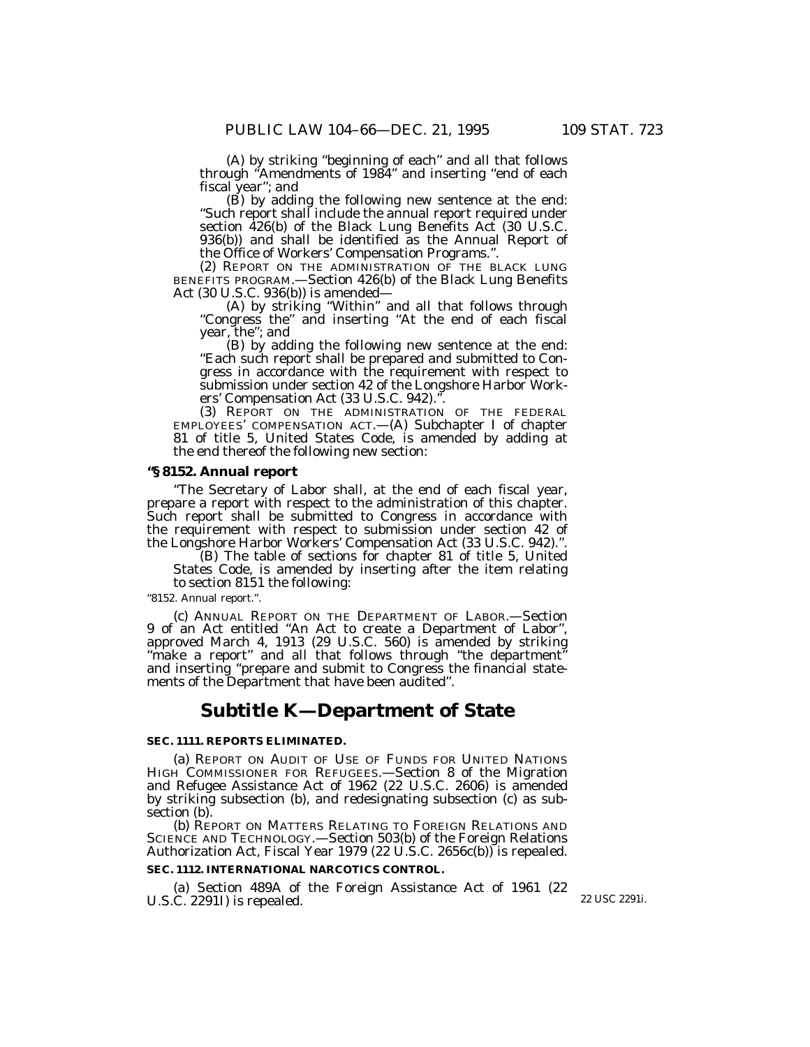(A) by striking "beginning of each" and all that follows through "Amendments of 1984" and inserting "end of each fiscal year"; and

(B) by adding the following new sentence at the end: "Such report shall include the annual report required under section 426(b) of the Black Lung Benefits Act (30 U.S.C. 936(b)) and shall be identified as the Annual Report of the Office of Workers' Compensation Programs.".

(2) REPORT ON THE ADMINISTRATION OF THE BLACK LUNG BENEFITS PROGRAM.—Section 426(b) of the Black Lung Benefits Act (30 U.S.C. 936(b)) is amended—

(A) by striking "Within" and all that follows through "Congress the" and inserting "At the end of each fiscal year, the"; and

(B) by adding the following new sentence at the end: "Each such report shall be prepared and submitted to Congress in accordance with the requirement with respect to submission under section 42 of the Longshore Harbor Workers' Compensation Act (33 U.S.C. 942).".

(3) REPORT ON THE ADMINISTRATION OF THE FEDERAL EMPLOYEES' COMPENSATION ACT.—(A) Subchapter I of chapter 81 of title 5, United States Code, is amended by adding at the end thereof the following new section:

**"§ 8152. Annual report**

"The Secretary of Labor shall, at the end of each fiscal year, prepare a report with respect to the administration of this chapter. Such report shall be submitted to Congress in accordance with the requirement with respect to submission under section 42 of the Longshore Harbor Workers' Compensation Act (33 U.S.C. 942).".

(B) The table of sections for chapter 81 of title 5, United States Code, is amended by inserting after the item relating to section 8151 the following:

"8152. Annual report.".

(c) ANNUAL REPORT ON THE DEPARTMENT OF LABOR.—Section 9 of an Act entitled "An Act to create a Department of Labor", approved March 4, 1913 (29 U.S.C. 560) is amended by striking "make a report" and all that follows through "the department" and inserting "prepare and submit to Congress the financial statements of the Department that have been audited".

## Subtitle K—Department of State

**SEC. 1111. REPORTS ELIMINATED.**

(a) REPORT ON AUDIT OF USE OF FUNDS FOR UNITED NATIONS HIGH COMMISSIONER FOR REFUGEES.—Section 8 of the Migration and Refugee Assistance Act of 1962 (22 U.S.C. 2606) is amended by striking subsection (b), and redesignating subsection (c) as subsection (b).

(b) REPORT ON MATTERS RELATING TO FOREIGN RELATIONS AND SCIENCE AND TECHNOLOGY.—Section 503(b) of the Foreign Relations Authorization Act, Fiscal Year 1979 (22 U.S.C. 2656c(b)) is repealed.

**SEC. 1112. INTERNATIONAL NARCOTICS CONTROL.**

(a) Section 489A of the Foreign Assistance Act of 1961 (22 U.S.C. 2291I) is repealed.

22 USC 2291i.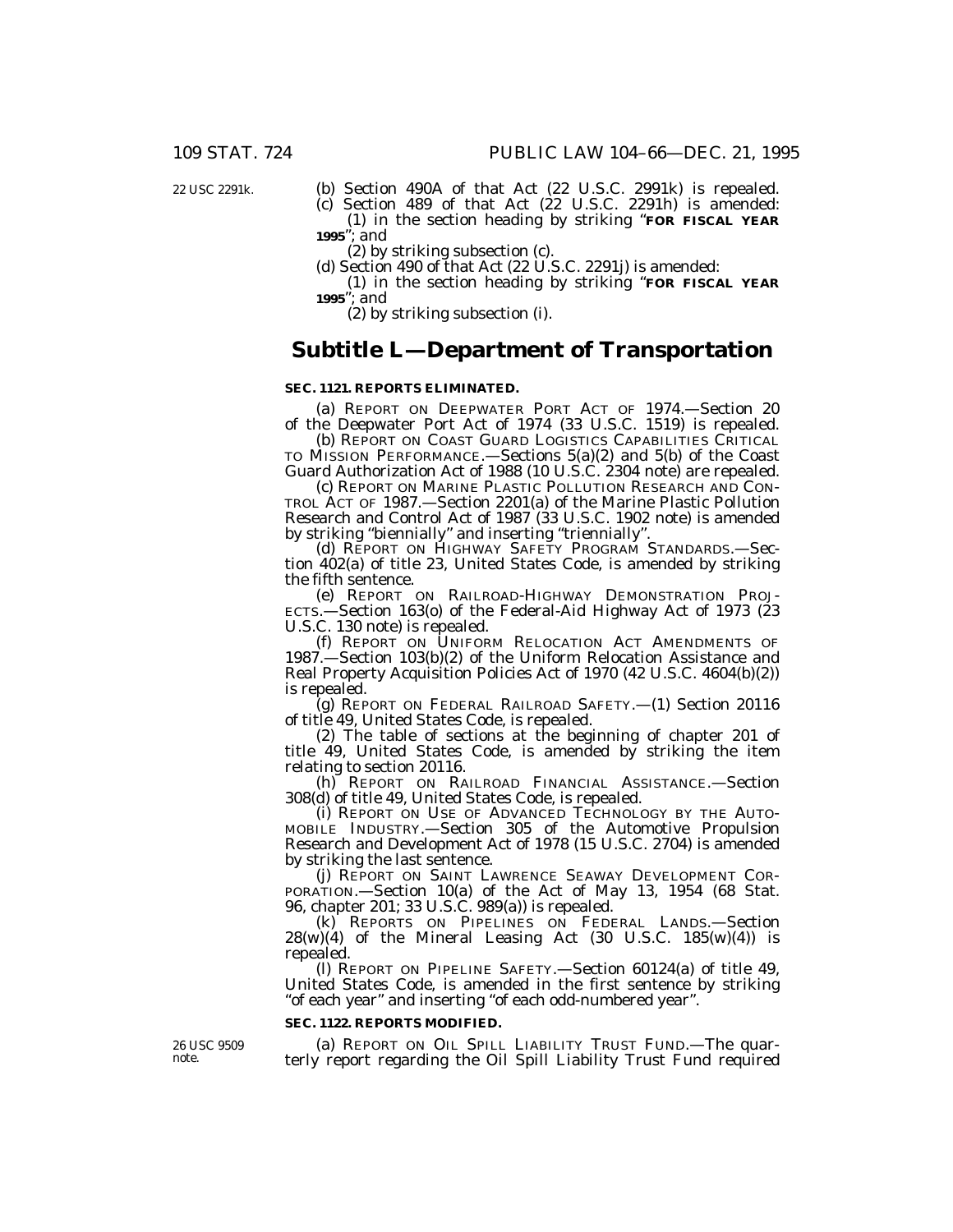22 USC 2291k.

(b) Section 490A of that Act (22 U.S.C. 2991k) is repealed.

(c) Section 489 of that Act (22 U.S.C. 2291h) is amended:

(1) in the section heading by striking "**FOR FISCAL YEAR 1995**"; and

(2) by striking subsection (c).

(d) Section 490 of that Act (22 U.S.C. 2291j) is amended:

(1) in the section heading by striking "**FOR FISCAL YEAR 1995**"; and

(2) by striking subsection (i).

## Subtitle L—Department of Transportation

**SEC. 1121. REPORTS ELIMINATED.**

(a) REPORT ON DEEPWATER PORT ACT OF 1974.—Section 20 of the Deepwater Port Act of 1974 (33 U.S.C. 1519) is repealed.

(b) REPORT ON COAST GUARD LOGISTICS CAPABILITIES CRITICAL TO MISSION PERFORMANCE.—Sections 5(a)(2) and 5(b) of the Coast Guard Authorization Act of 1988 (10 U.S.C. 2304 note) are repealed.

(c) REPORT ON MARINE PLASTIC POLLUTION RESEARCH AND CONTROL ACT OF 1987.—Section 2201(a) of the Marine Plastic Pollution Research and Control Act of 1987 (33 U.S.C. 1902 note) is amended by striking "biennially" and inserting "triennially".

(d) REPORT ON HIGHWAY SAFETY PROGRAM STANDARDS.—Section 402(a) of title 23, United States Code, is amended by striking the fifth sentence.

(e) REPORT ON RAILROAD-HIGHWAY DEMONSTRATION PROJECTS.—Section 163(o) of the Federal-Aid Highway Act of 1973 (23 U.S.C. 130 note) is repealed.

(f) REPORT ON UNIFORM RELOCATION ACT AMENDMENTS OF 1987.—Section 103(b)(2) of the Uniform Relocation Assistance and Real Property Acquisition Policies Act of 1970 (42 U.S.C. 4604(b)(2)) is repealed.

(g) REPORT ON FEDERAL RAILROAD SAFETY.—(1) Section 20116 of title 49, United States Code, is repealed.

(2) The table of sections at the beginning of chapter 201 of title 49, United States Code, is amended by striking the item relating to section 20116.

(h) REPORT ON RAILROAD FINANCIAL ASSISTANCE.—Section 308(d) of title 49, United States Code, is repealed.

(i) REPORT ON USE OF ADVANCED TECHNOLOGY BY THE AUTOMOBILE INDUSTRY.—Section 305 of the Automotive Propulsion Research and Development Act of 1978 (15 U.S.C. 2704) is amended by striking the last sentence.

(j) REPORT ON SAINT LAWRENCE SEAWAY DEVELOPMENT CORPORATION.—Section 10(a) of the Act of May 13, 1954 (68 Stat. 96, chapter 201; 33 U.S.C. 989(a)) is repealed.

(k) REPORTS ON PIPELINES ON FEDERAL LANDS.—Section 28(w)(4) of the Mineral Leasing Act (30 U.S.C. 185(w)(4)) is repealed.

(l) REPORT ON PIPELINE SAFETY.—Section 60124(a) of title 49, United States Code, is amended in the first sentence by striking "of each year" and inserting "of each odd-numbered year".

**SEC. 1122. REPORTS MODIFIED.**

26 USC 9509 note.

(a) REPORT ON OIL SPILL LIABILITY TRUST FUND.—The quarterly report regarding the Oil Spill Liability Trust Fund required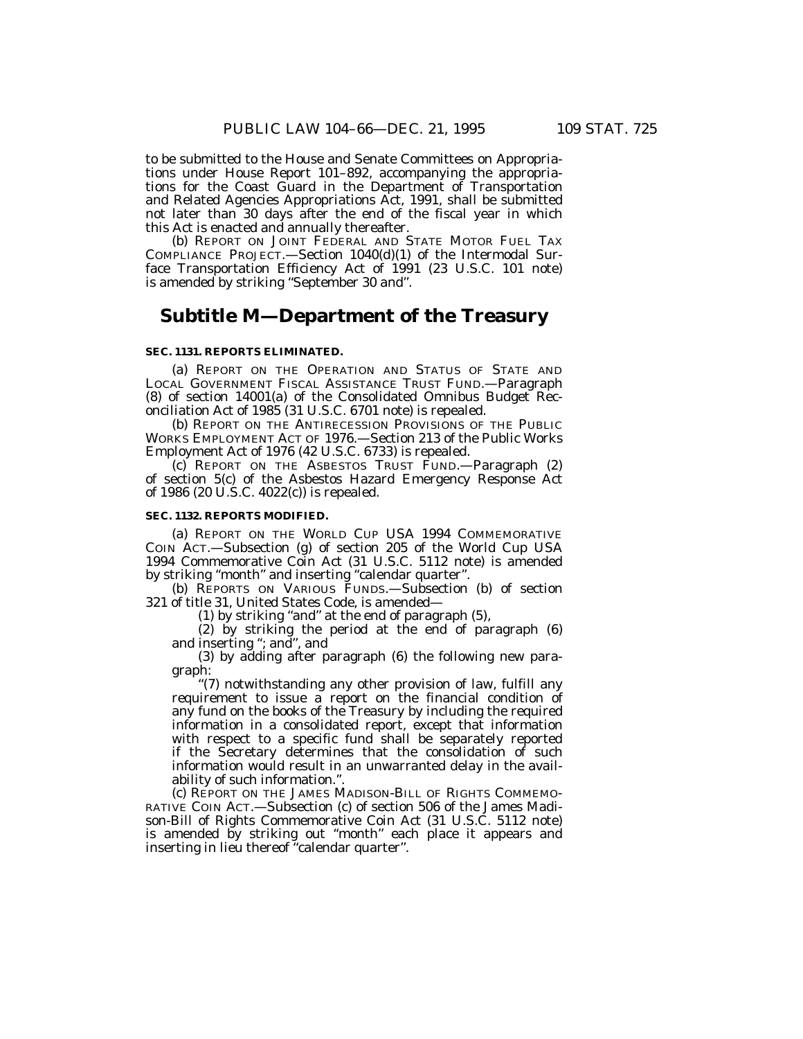to be submitted to the House and Senate Committees on Appropriations under House Report 101–892, accompanying the appropriations for the Coast Guard in the Department of Transportation and Related Agencies Appropriations Act, 1991, shall be submitted not later than 30 days after the end of the fiscal year in which this Act is enacted and annually thereafter.

(b) REPORT ON JOINT FEDERAL AND STATE MOTOR FUEL TAX COMPLIANCE PROJECT.—Section 1040(d)(1) of the Intermodal Surface Transportation Efficiency Act of 1991 (23 U.S.C. 101 note) is amended by striking "September 30 and".

## Subtitle M—Department of the Treasury

**SEC. 1131. REPORTS ELIMINATED.**

(a) REPORT ON THE OPERATION AND STATUS OF STATE AND LOCAL GOVERNMENT FISCAL ASSISTANCE TRUST FUND.—Paragraph (8) of section 14001(a) of the Consolidated Omnibus Budget Reconciliation Act of 1985 (31 U.S.C. 6701 note) is repealed.

(b) REPORT ON THE ANTIRECESSION PROVISIONS OF THE PUBLIC WORKS EMPLOYMENT ACT OF 1976.—Section 213 of the Public Works Employment Act of 1976 (42 U.S.C. 6733) is repealed.

(c) REPORT ON THE ASBESTOS TRUST FUND.—Paragraph (2) of section 5(c) of the Asbestos Hazard Emergency Response Act of 1986 (20 U.S.C. 4022(c)) is repealed.

**SEC. 1132. REPORTS MODIFIED.**

(a) REPORT ON THE WORLD CUP USA 1994 COMMEMORATIVE COIN ACT.—Subsection (g) of section 205 of the World Cup USA 1994 Commemorative Coin Act (31 U.S.C. 5112 note) is amended by striking "month" and inserting "calendar quarter".

(b) REPORTS ON VARIOUS FUNDS.—Subsection (b) of section 321 of title 31, United States Code, is amended—

(1) by striking "and" at the end of paragraph (5),

(2) by striking the period at the end of paragraph (6) and inserting "; and", and

(3) by adding after paragraph (6) the following new paragraph:

"(7) notwithstanding any other provision of law, fulfill any requirement to issue a report on the financial condition of any fund on the books of the Treasury by including the required information in a consolidated report, except that information with respect to a specific fund shall be separately reported if the Secretary determines that the consolidation of such information would result in an unwarranted delay in the availability of such information.".

(c) REPORT ON THE JAMES MADISON-BILL OF RIGHTS COMMEMORATIVE COIN ACT.—Subsection (c) of section 506 of the James Madison-Bill of Rights Commemorative Coin Act (31 U.S.C. 5112 note) is amended by striking out "month" each place it appears and inserting in lieu thereof "calendar quarter".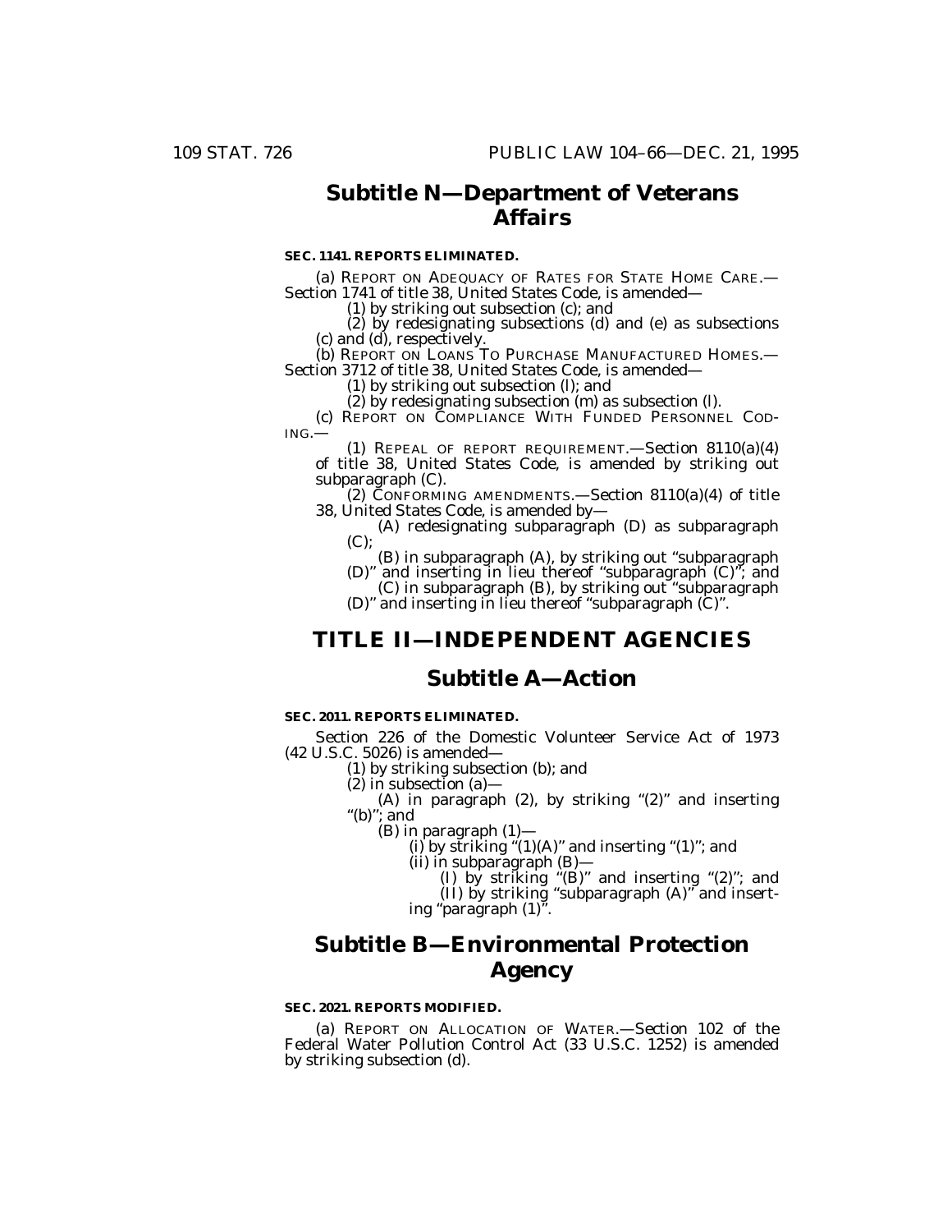## Subtitle N—Department of Veterans Affairs

**SEC. 1141. REPORTS ELIMINATED.**

(a) REPORT ON ADEQUACY OF RATES FOR STATE HOME CARE.—Section 1741 of title 38, United States Code, is amended—

(1) by striking out subsection (c); and

(2) by redesignating subsections (d) and (e) as subsections (c) and (d), respectively.

(b) REPORT ON LOANS TO PURCHASE MANUFACTURED HOMES.—Section 3712 of title 38, United States Code, is amended—

(1) by striking out subsection (l); and

(2) by redesignating subsection (m) as subsection (l).

(c) REPORT ON COMPLIANCE WITH FUNDED PERSONNEL CODING.—

(1) REPEAL OF REPORT REQUIREMENT.—Section 8110(a)(4) of title 38, United States Code, is amended by striking out subparagraph (C).

(2) CONFORMING AMENDMENTS.—Section 8110(a)(4) of title 38, United States Code, is amended by—

(A) redesignating subparagraph (D) as subparagraph (C);

(B) in subparagraph (A), by striking out "subparagraph (D)" and inserting in lieu thereof "subparagraph (C)"; and

(C) in subparagraph (B), by striking out "subparagraph (D)" and inserting in lieu thereof "subparagraph (C)".

# TITLE II—INDEPENDENT AGENCIES

## Subtitle A—Action

**SEC. 2011. REPORTS ELIMINATED.**

Section 226 of the Domestic Volunteer Service Act of 1973 (42 U.S.C. 5026) is amended—

(1) by striking subsection (b); and

(2) in subsection (a)—

(A) in paragraph (2), by striking "(2)" and inserting "(b)"; and

(B) in paragraph (1)—

(i) by striking "(1)(A)" and inserting "(1)"; and

(ii) in subparagraph (B)—

(I) by striking "(B)" and inserting "(2)"; and

(II) by striking "subparagraph (A)" and inserting "paragraph (1)".

## Subtitle B—Environmental Protection Agency

**SEC. 2021. REPORTS MODIFIED.**

(a) REPORT ON ALLOCATION OF WATER.—Section 102 of the Federal Water Pollution Control Act (33 U.S.C. 1252) is amended by striking subsection (d).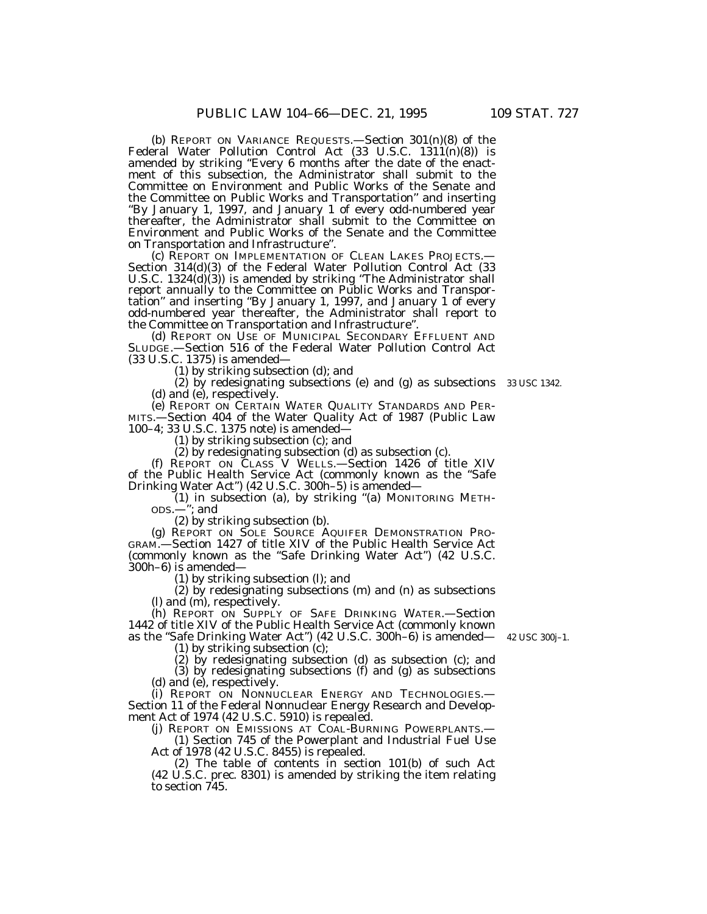(b) REPORT ON VARIANCE REQUESTS.—Section 301(n)(8) of the Federal Water Pollution Control Act (33 U.S.C. 1311(n)(8)) is amended by striking "Every 6 months after the date of the enactment of this subsection, the Administrator shall submit to the Committee on Environment and Public Works of the Senate and the Committee on Public Works and Transportation" and inserting "By January 1, 1997, and January 1 of every odd-numbered year thereafter, the Administrator shall submit to the Committee on Environment and Public Works of the Senate and the Committee on Transportation and Infrastructure".

(c) REPORT ON IMPLEMENTATION OF CLEAN LAKES PROJECTS.—Section 314(d)(3) of the Federal Water Pollution Control Act (33 U.S.C. 1324(d)(3)) is amended by striking "The Administrator shall report annually to the Committee on Public Works and Transportation" and inserting "By January 1, 1997, and January 1 of every odd-numbered year thereafter, the Administrator shall report to the Committee on Transportation and Infrastructure".

(d) REPORT ON USE OF MUNICIPAL SECONDARY EFFLUENT AND SLUDGE.—Section 516 of the Federal Water Pollution Control Act (33 U.S.C. 1375) is amended—

(1) by striking subsection (d); and

(2) by redesignating subsections (e) and (g) as subsections (d) and (e), respectively.

33 USC 1342.

(e) REPORT ON CERTAIN WATER QUALITY STANDARDS AND PERMITS.—Section 404 of the Water Quality Act of 1987 (Public Law 100–4; 33 U.S.C. 1375 note) is amended—

(1) by striking subsection (c); and

(2) by redesignating subsection (d) as subsection (c).

(f) REPORT ON CLASS V WELLS.—Section 1426 of title XIV of the Public Health Service Act (commonly known as the "Safe Drinking Water Act") (42 U.S.C. 300h–5) is amended—

(1) in subsection (a), by striking "(a) MONITORING METHODS.—"; and

(2) by striking subsection (b).

(g) REPORT ON SOLE SOURCE AQUIFER DEMONSTRATION PROGRAM.—Section 1427 of title XIV of the Public Health Service Act (commonly known as the "Safe Drinking Water Act") (42 U.S.C. 300h–6) is amended—

(1) by striking subsection (l); and

(2) by redesignating subsections (m) and (n) as subsections (l) and (m), respectively.

(h) REPORT ON SUPPLY OF SAFE DRINKING WATER.—Section 1442 of title XIV of the Public Health Service Act (commonly known as the "Safe Drinking Water Act") (42 U.S.C. 300h–6) is amended—

42 USC 300j–1.

(1) by striking subsection (c);

(2) by redesignating subsection (d) as subsection (c); and

(3) by redesignating subsections (f) and (g) as subsections (d) and (e), respectively.

(i) REPORT ON NONNUCLEAR ENERGY AND TECHNOLOGIES.—Section 11 of the Federal Nonnuclear Energy Research and Development Act of 1974 (42 U.S.C. 5910) is repealed.

(j) REPORT ON EMISSIONS AT COAL-BURNING POWERPLANTS.—

(1) Section 745 of the Powerplant and Industrial Fuel Use Act of 1978 (42 U.S.C. 8455) is repealed.

(2) The table of contents in section 101(b) of such Act (42 U.S.C. prec. 8301) is amended by striking the item relating to section 745.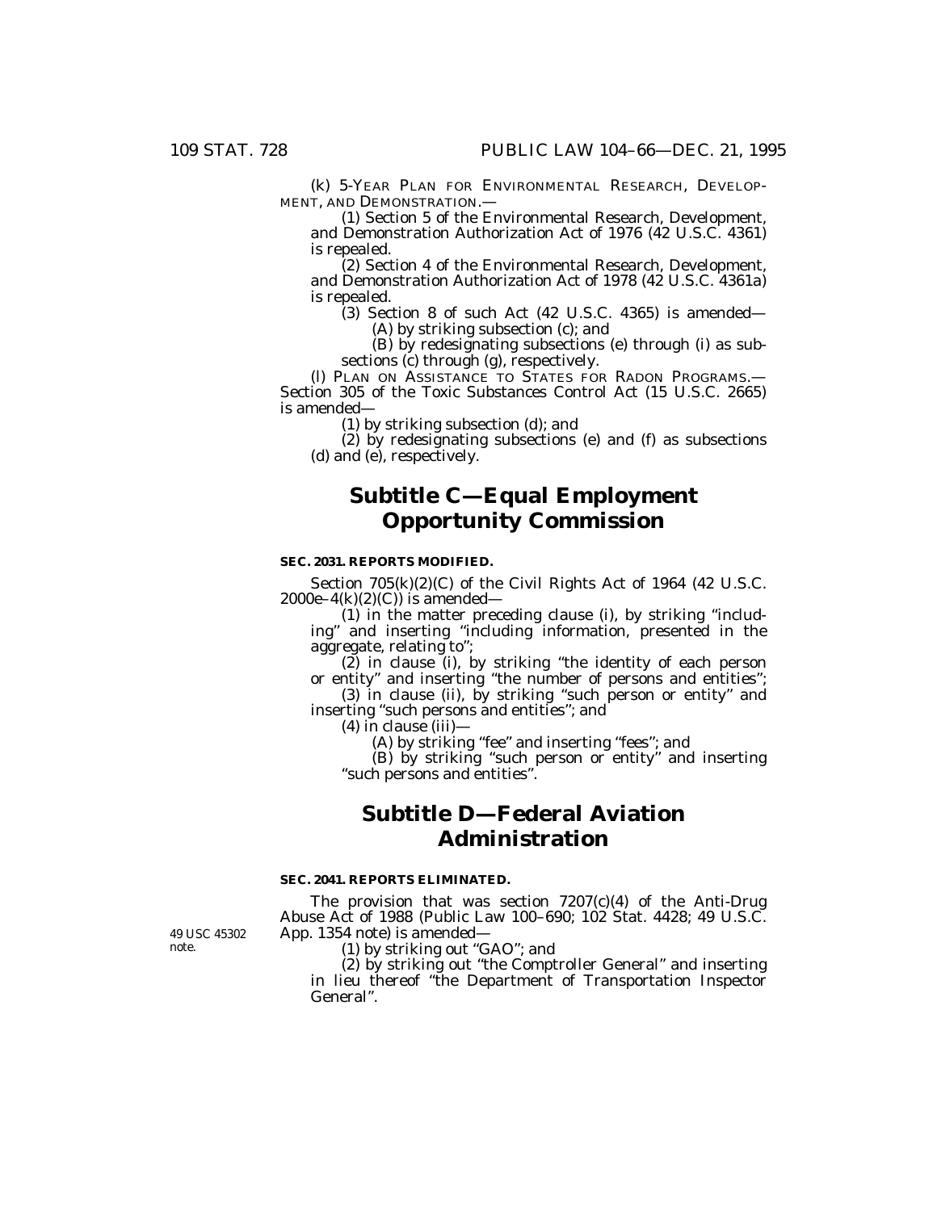(k) 5-YEAR PLAN FOR ENVIRONMENTAL RESEARCH, DEVELOPMENT, AND DEMONSTRATION.—

(1) Section 5 of the Environmental Research, Development, and Demonstration Authorization Act of 1976 (42 U.S.C. 4361) is repealed.

(2) Section 4 of the Environmental Research, Development, and Demonstration Authorization Act of 1978 (42 U.S.C. 4361a) is repealed.

(3) Section 8 of such Act (42 U.S.C. 4365) is amended—

(A) by striking subsection (c); and

(B) by redesignating subsections (e) through (i) as subsections (c) through (g), respectively.

(l) PLAN ON ASSISTANCE TO STATES FOR RADON PROGRAMS.— Section 305 of the Toxic Substances Control Act (15 U.S.C. 2665) is amended—

(1) by striking subsection (d); and

(2) by redesignating subsections (e) and (f) as subsections (d) and (e), respectively.

# Subtitle C—Equal Employment Opportunity Commission

**SEC. 2031. REPORTS MODIFIED.**

Section 705(k)(2)(C) of the Civil Rights Act of 1964 (42 U.S.C. 2000e–4(k)(2)(C)) is amended—

(1) in the matter preceding clause (i), by striking "including" and inserting "including information, presented in the aggregate, relating to";

(2) in clause (i), by striking "the identity of each person or entity" and inserting "the number of persons and entities";

(3) in clause (ii), by striking "such person or entity" and inserting "such persons and entities"; and

(4) in clause (iii)—

(A) by striking "fee" and inserting "fees"; and

(B) by striking "such person or entity" and inserting "such persons and entities".

# Subtitle D—Federal Aviation Administration

**SEC. 2041. REPORTS ELIMINATED.**

49 USC 45302 note.

The provision that was section 7207(c)(4) of the Anti-Drug Abuse Act of 1988 (Public Law 100–690; 102 Stat. 4428; 49 U.S.C. App. 1354 note) is amended—

(1) by striking out "GAO"; and

(2) by striking out "the Comptroller General" and inserting in lieu thereof "the Department of Transportation Inspector General".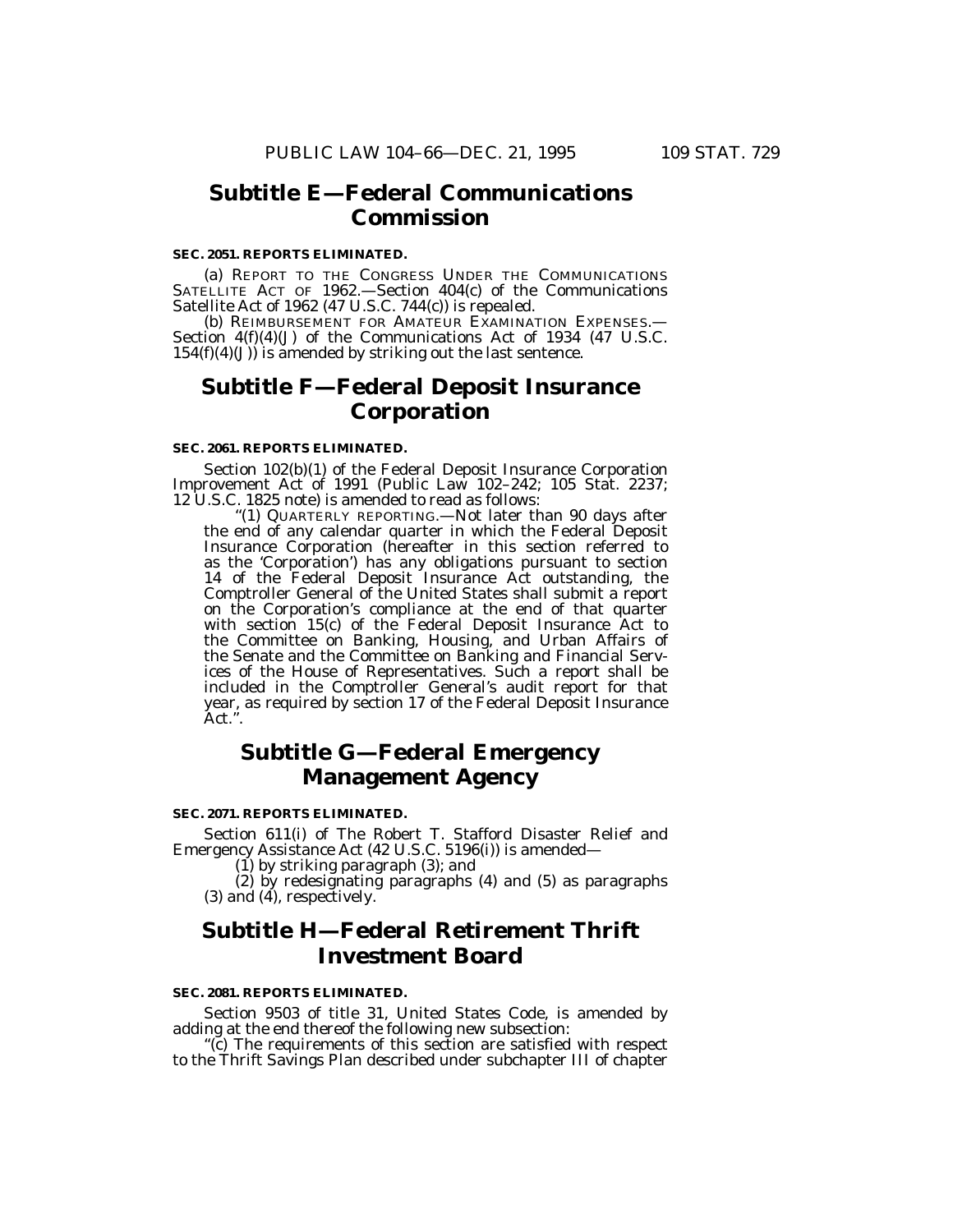## Subtitle E—Federal Communications Commission

**SEC. 2051. REPORTS ELIMINATED.**

(a) REPORT TO THE CONGRESS UNDER THE COMMUNICATIONS SATELLITE ACT OF 1962.—Section 404(c) of the Communications Satellite Act of 1962 (47 U.S.C. 744(c)) is repealed.

(b) REIMBURSEMENT FOR AMATEUR EXAMINATION EXPENSES.—Section 4(f)(4)(J) of the Communications Act of 1934 (47 U.S.C. 154(f)(4)(J)) is amended by striking out the last sentence.

## Subtitle F—Federal Deposit Insurance Corporation

**SEC. 2061. REPORTS ELIMINATED.**

Section 102(b)(1) of the Federal Deposit Insurance Corporation Improvement Act of 1991 (Public Law 102–242; 105 Stat. 2237; 12 U.S.C. 1825 note) is amended to read as follows:

"(1) QUARTERLY REPORTING.—Not later than 90 days after the end of any calendar quarter in which the Federal Deposit Insurance Corporation (hereafter in this section referred to as the 'Corporation') has any obligations pursuant to section 14 of the Federal Deposit Insurance Act outstanding, the Comptroller General of the United States shall submit a report on the Corporation's compliance at the end of that quarter with section 15(c) of the Federal Deposit Insurance Act to the Committee on Banking, Housing, and Urban Affairs of the Senate and the Committee on Banking and Financial Services of the House of Representatives. Such a report shall be included in the Comptroller General's audit report for that year, as required by section 17 of the Federal Deposit Insurance Act.".

## Subtitle G—Federal Emergency Management Agency

**SEC. 2071. REPORTS ELIMINATED.**

Section 611(i) of The Robert T. Stafford Disaster Relief and Emergency Assistance Act (42 U.S.C. 5196(i)) is amended—

(1) by striking paragraph (3); and

(2) by redesignating paragraphs (4) and (5) as paragraphs (3) and (4), respectively.

## Subtitle H—Federal Retirement Thrift Investment Board

**SEC. 2081. REPORTS ELIMINATED.**

Section 9503 of title 31, United States Code, is amended by adding at the end thereof the following new subsection:

"(c) The requirements of this section are satisfied with respect to the Thrift Savings Plan described under subchapter III of chapter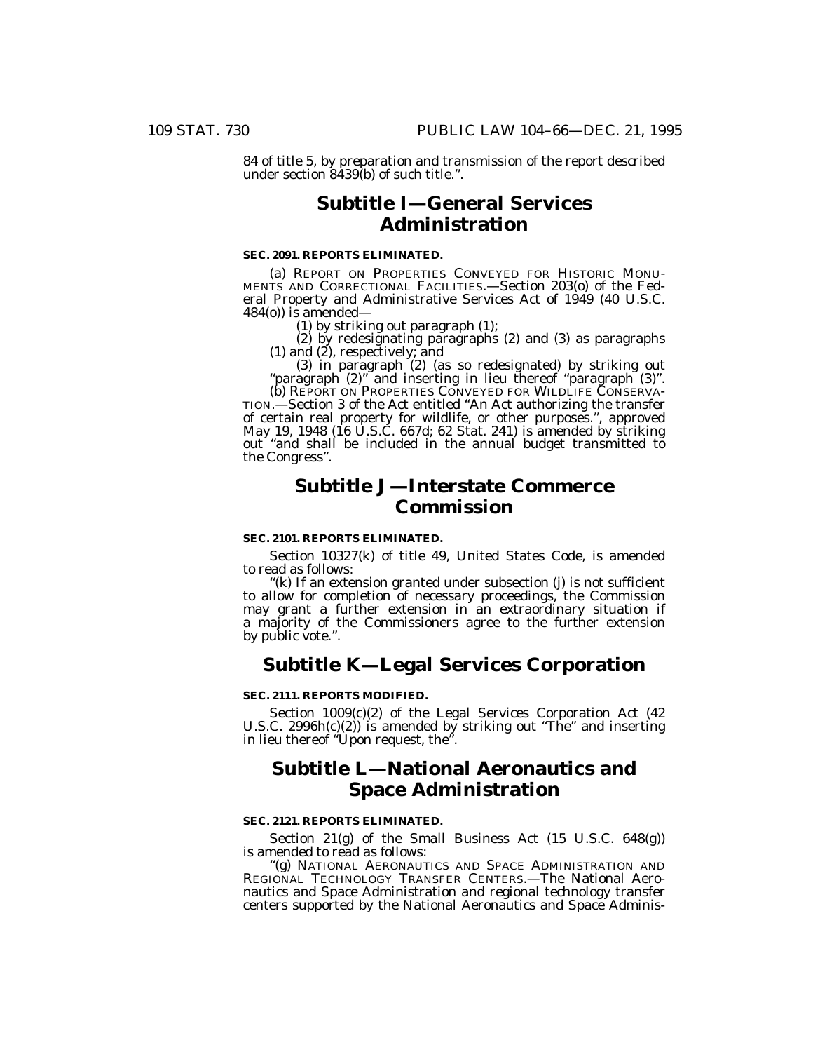84 of title 5, by preparation and transmission of the report described under section 8439(b) of such title.''.

## Subtitle I—General Services Administration

**SEC. 2091. REPORTS ELIMINATED.**

(a) REPORT ON PROPERTIES CONVEYED FOR HISTORIC MONUMENTS AND CORRECTIONAL FACILITIES.—Section 203(o) of the Federal Property and Administrative Services Act of 1949 (40 U.S.C. 484(o)) is amended—

(1) by striking out paragraph (1);

(2) by redesignating paragraphs (2) and (3) as paragraphs (1) and (2), respectively; and

(3) in paragraph (2) (as so redesignated) by striking out ''paragraph (2)'' and inserting in lieu thereof ''paragraph (3)''.

(b) REPORT ON PROPERTIES CONVEYED FOR WILDLIFE CONSERVATION.—Section 3 of the Act entitled ''An Act authorizing the transfer of certain real property for wildlife, or other purposes.'', approved May 19, 1948 (16 U.S.C. 667d; 62 Stat. 241) is amended by striking out ''and shall be included in the annual budget transmitted to the Congress''.

## Subtitle J—Interstate Commerce Commission

**SEC. 2101. REPORTS ELIMINATED.**

Section 10327(k) of title 49, United States Code, is amended to read as follows:

''(k) If an extension granted under subsection (j) is not sufficient to allow for completion of necessary proceedings, the Commission may grant a further extension in an extraordinary situation if a majority of the Commissioners agree to the further extension by public vote.''.

## Subtitle K—Legal Services Corporation

**SEC. 2111. REPORTS MODIFIED.**

Section 1009(c)(2) of the Legal Services Corporation Act (42 U.S.C. 2996h(c)(2)) is amended by striking out ''The'' and inserting in lieu thereof ''Upon request, the''.

## Subtitle L—National Aeronautics and Space Administration

**SEC. 2121. REPORTS ELIMINATED.**

Section 21(g) of the Small Business Act (15 U.S.C. 648(g)) is amended to read as follows:

''(g) NATIONAL AERONAUTICS AND SPACE ADMINISTRATION AND REGIONAL TECHNOLOGY TRANSFER CENTERS.—The National Aeronautics and Space Administration and regional technology transfer centers supported by the National Aeronautics and Space Adminis-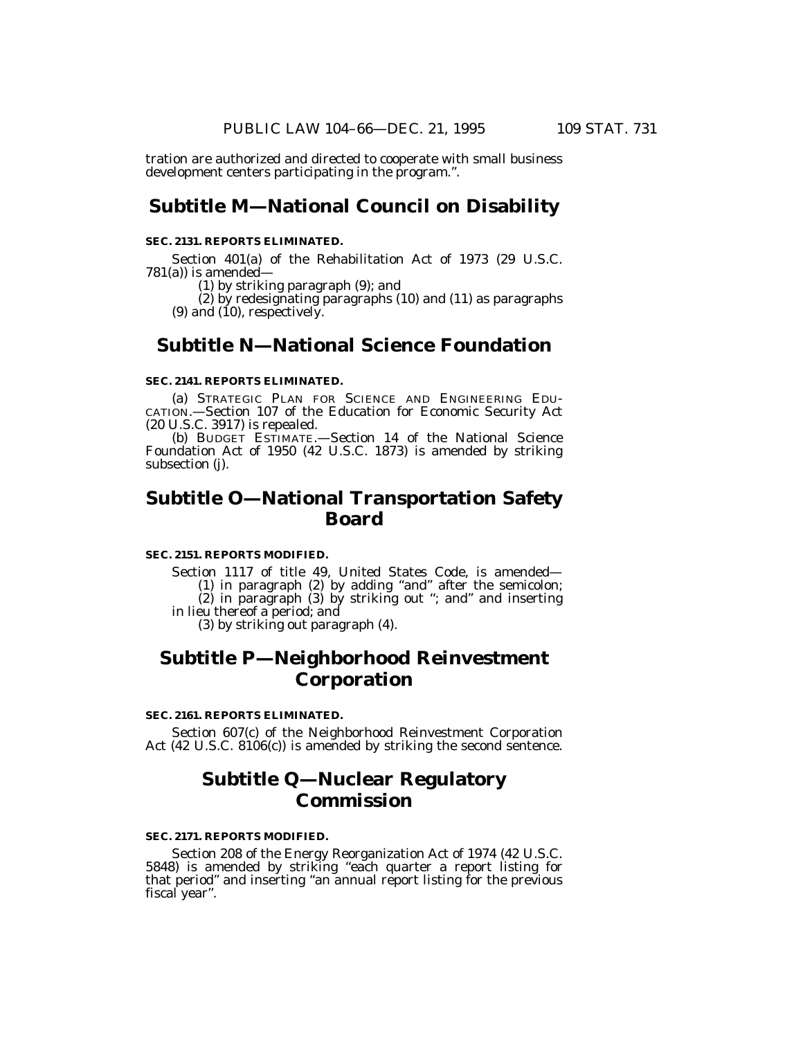tration are authorized and directed to cooperate with small business development centers participating in the program.".

## Subtitle M—National Council on Disability

**SEC. 2131. REPORTS ELIMINATED.**

Section 401(a) of the Rehabilitation Act of 1973 (29 U.S.C. 781(a)) is amended—

(1) by striking paragraph (9); and

(2) by redesignating paragraphs (10) and (11) as paragraphs (9) and (10), respectively.

## Subtitle N—National Science Foundation

**SEC. 2141. REPORTS ELIMINATED.**

(a) STRATEGIC PLAN FOR SCIENCE AND ENGINEERING EDUCATION.—Section 107 of the Education for Economic Security Act (20 U.S.C. 3917) is repealed.

(b) BUDGET ESTIMATE.—Section 14 of the National Science Foundation Act of 1950 (42 U.S.C. 1873) is amended by striking subsection (j).

## Subtitle O—National Transportation Safety Board

**SEC. 2151. REPORTS MODIFIED.**

Section 1117 of title 49, United States Code, is amended—

(1) in paragraph (2) by adding "and" after the semicolon;

(2) in paragraph (3) by striking out "; and" and inserting in lieu thereof a period; and

(3) by striking out paragraph (4).

## Subtitle P—Neighborhood Reinvestment Corporation

**SEC. 2161. REPORTS ELIMINATED.**

Section 607(c) of the Neighborhood Reinvestment Corporation Act (42 U.S.C. 8106(c)) is amended by striking the second sentence.

## Subtitle Q—Nuclear Regulatory Commission

**SEC. 2171. REPORTS MODIFIED.**

Section 208 of the Energy Reorganization Act of 1974 (42 U.S.C. 5848) is amended by striking "each quarter a report listing for that period" and inserting "an annual report listing for the previous fiscal year".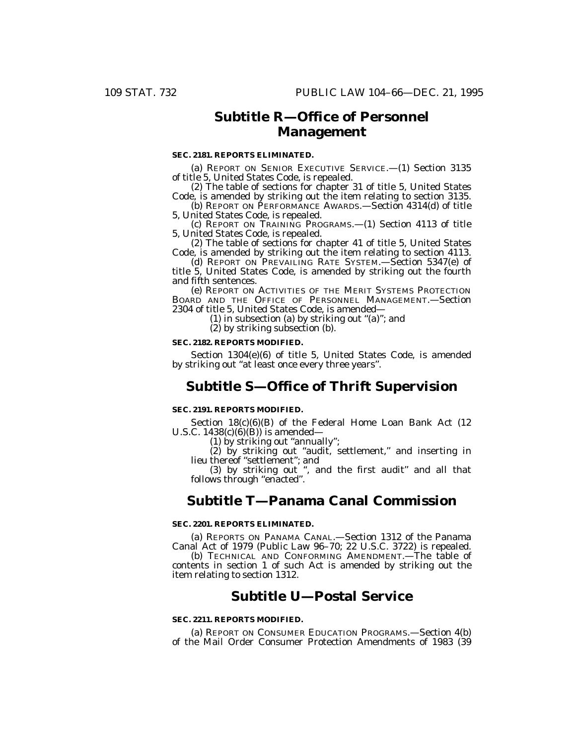## Subtitle R—Office of Personnel Management

**SEC. 2181. REPORTS ELIMINATED.**

(a) REPORT ON SENIOR EXECUTIVE SERVICE.—(1) Section 3135 of title 5, United States Code, is repealed.

(2) The table of sections for chapter 31 of title 5, United States Code, is amended by striking out the item relating to section 3135.

(b) REPORT ON PERFORMANCE AWARDS.—Section 4314(d) of title 5, United States Code, is repealed.

(c) REPORT ON TRAINING PROGRAMS.—(1) Section 4113 of title 5, United States Code, is repealed.

(2) The table of sections for chapter 41 of title 5, United States Code, is amended by striking out the item relating to section 4113.

(d) REPORT ON PREVAILING RATE SYSTEM.—Section 5347(e) of title 5, United States Code, is amended by striking out the fourth and fifth sentences.

(e) REPORT ON ACTIVITIES OF THE MERIT SYSTEMS PROTECTION BOARD AND THE OFFICE OF PERSONNEL MANAGEMENT.—Section 2304 of title 5, United States Code, is amended—

(1) in subsection (a) by striking out "(a)"; and

(2) by striking subsection (b).

**SEC. 2182. REPORTS MODIFIED.**

Section 1304(e)(6) of title 5, United States Code, is amended by striking out "at least once every three years".

## Subtitle S—Office of Thrift Supervision

**SEC. 2191. REPORTS MODIFIED.**

Section 18(c)(6)(B) of the Federal Home Loan Bank Act (12 U.S.C. 1438(c)(6)(B)) is amended—

(1) by striking out "annually";

(2) by striking out "audit, settlement," and inserting in lieu thereof "settlement"; and

(3) by striking out ", and the first audit" and all that follows through "enacted".

## Subtitle T—Panama Canal Commission

**SEC. 2201. REPORTS ELIMINATED.**

(a) REPORTS ON PANAMA CANAL.—Section 1312 of the Panama Canal Act of 1979 (Public Law 96–70; 22 U.S.C. 3722) is repealed.

(b) TECHNICAL AND CONFORMING AMENDMENT.—The table of contents in section 1 of such Act is amended by striking out the item relating to section 1312.

## Subtitle U—Postal Service

**SEC. 2211. REPORTS MODIFIED.**

(a) REPORT ON CONSUMER EDUCATION PROGRAMS.—Section 4(b) of the Mail Order Consumer Protection Amendments of 1983 (39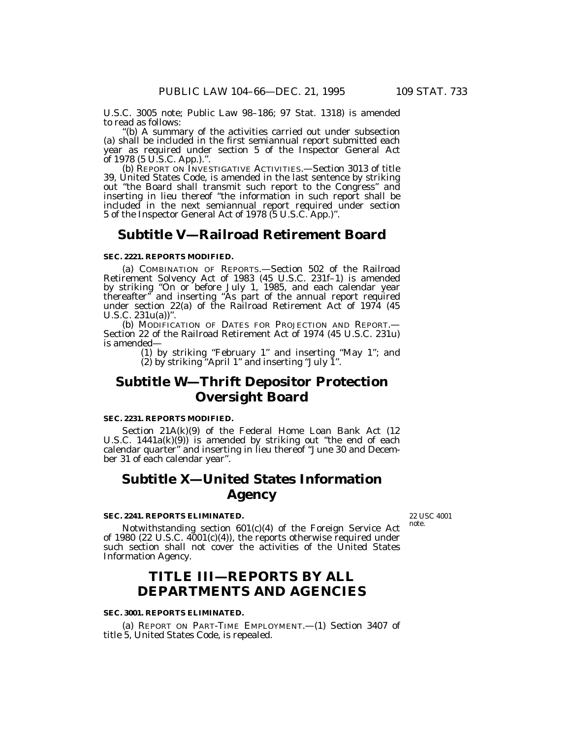U.S.C. 3005 note; Public Law 98–186; 97 Stat. 1318) is amended to read as follows:

"(b) A summary of the activities carried out under subsection (a) shall be included in the first semiannual report submitted each year as required under section 5 of the Inspector General Act of 1978 (5 U.S.C. App.).".

(b) REPORT ON INVESTIGATIVE ACTIVITIES.—Section 3013 of title 39, United States Code, is amended in the last sentence by striking out "the Board shall transmit such report to the Congress" and inserting in lieu thereof "the information in such report shall be included in the next semiannual report required under section 5 of the Inspector General Act of 1978 (5 U.S.C. App.)".

## Subtitle V—Railroad Retirement Board

**SEC. 2221. REPORTS MODIFIED.**

(a) COMBINATION OF REPORTS.—Section 502 of the Railroad Retirement Solvency Act of 1983 (45 U.S.C. 231f–1) is amended by striking "On or before July 1, 1985, and each calendar year thereafter" and inserting "As part of the annual report required under section 22(a) of the Railroad Retirement Act of 1974 (45 U.S.C. 231u(a))".

(b) MODIFICATION OF DATES FOR PROJECTION AND REPORT.—Section 22 of the Railroad Retirement Act of 1974 (45 U.S.C. 231u) is amended—

(1) by striking "February 1" and inserting "May 1"; and

(2) by striking "April 1" and inserting "July 1".

## Subtitle W—Thrift Depositor Protection Oversight Board

**SEC. 2231. REPORTS MODIFIED.**

Section 21A(k)(9) of the Federal Home Loan Bank Act (12 U.S.C. 1441a(k)(9)) is amended by striking out "the end of each calendar quarter" and inserting in lieu thereof "June 30 and December 31 of each calendar year".

## Subtitle X—United States Information Agency

**SEC. 2241. REPORTS ELIMINATED.**

22 USC 4001 note.

Notwithstanding section 601(c)(4) of the Foreign Service Act of 1980 (22 U.S.C. 4001(c)(4)), the reports otherwise required under such section shall not cover the activities of the United States Information Agency.

# TITLE III—REPORTS BY ALL DEPARTMENTS AND AGENCIES

**SEC. 3001. REPORTS ELIMINATED.**

(a) REPORT ON PART-TIME EMPLOYMENT.—(1) Section 3407 of title 5, United States Code, is repealed.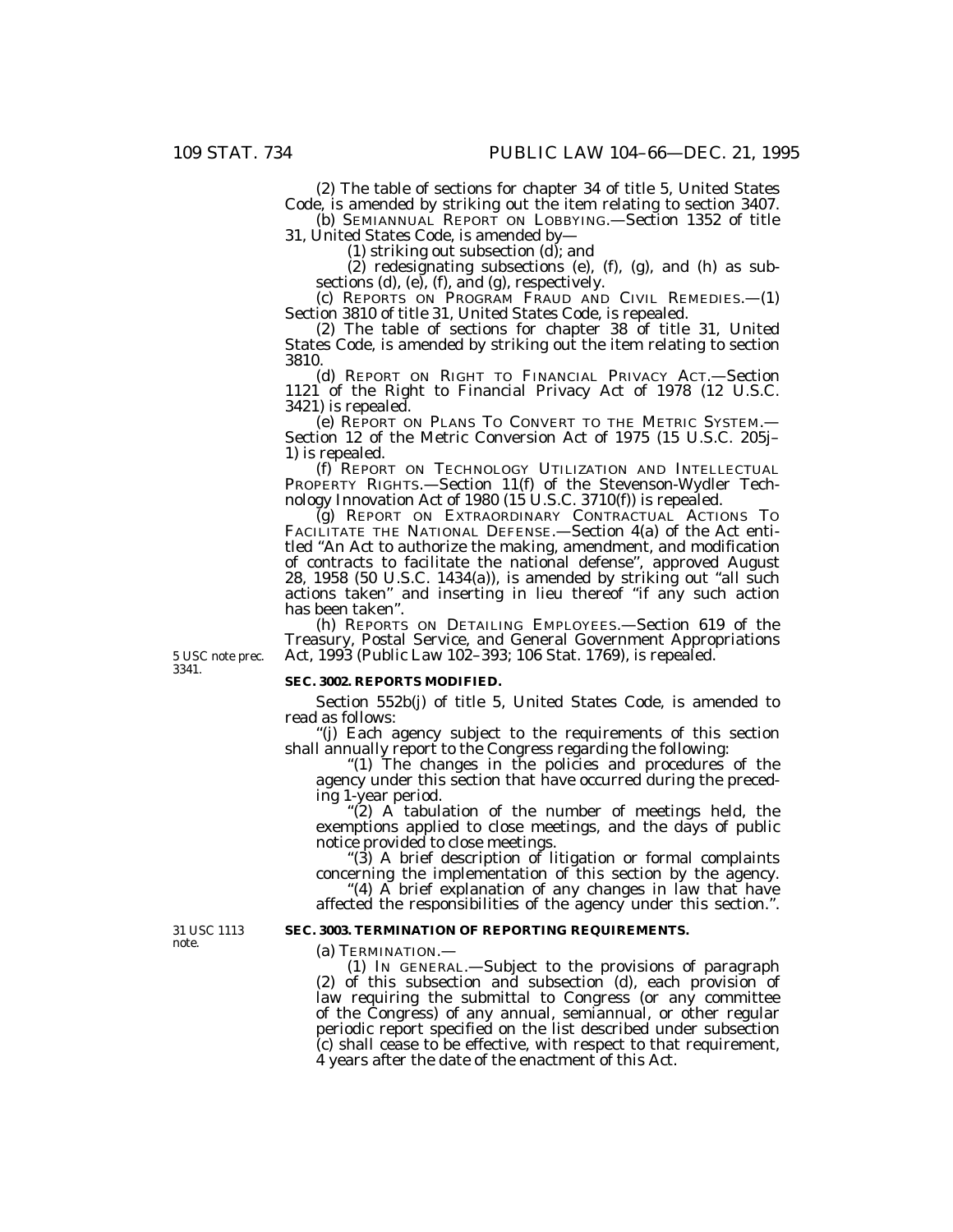(2) The table of sections for chapter 34 of title 5, United States Code, is amended by striking out the item relating to section 3407.

(b) SEMIANNUAL REPORT ON LOBBYING.—Section 1352 of title 31, United States Code, is amended by—

(1) striking out subsection (d); and

(2) redesignating subsections (e), (f), (g), and (h) as subsections (d), (e), (f), and (g), respectively.

(c) REPORTS ON PROGRAM FRAUD AND CIVIL REMEDIES.—(1) Section 3810 of title 31, United States Code, is repealed.

(2) The table of sections for chapter 38 of title 31, United States Code, is amended by striking out the item relating to section 3810.

(d) REPORT ON RIGHT TO FINANCIAL PRIVACY ACT.—Section 1121 of the Right to Financial Privacy Act of 1978 (12 U.S.C. 3421) is repealed.

(e) REPORT ON PLANS TO CONVERT TO THE METRIC SYSTEM.—Section 12 of the Metric Conversion Act of 1975 (15 U.S.C. 205j–1) is repealed.

(f) REPORT ON TECHNOLOGY UTILIZATION AND INTELLECTUAL PROPERTY RIGHTS.—Section 11(f) of the Stevenson-Wydler Technology Innovation Act of 1980 (15 U.S.C. 3710(f)) is repealed.

(g) REPORT ON EXTRAORDINARY CONTRACTUAL ACTIONS TO FACILITATE THE NATIONAL DEFENSE.—Section 4(a) of the Act entitled "An Act to authorize the making, amendment, and modification of contracts to facilitate the national defense", approved August 28, 1958 (50 U.S.C. 1434(a)), is amended by striking out "all such actions taken" and inserting in lieu thereof "if any such action has been taken".

(h) REPORTS ON DETAILING EMPLOYEES.—Section 619 of the Treasury, Postal Service, and General Government Appropriations Act, 1993 (Public Law 102–393; 106 Stat. 1769), is repealed.

5 USC note prec. 3341.

**SEC. 3002. REPORTS MODIFIED.**

Section 552b(j) of title 5, United States Code, is amended to read as follows:

"(j) Each agency subject to the requirements of this section shall annually report to the Congress regarding the following:

"(1) The changes in the policies and procedures of the agency under this section that have occurred during the preceding 1-year period.

"(2) A tabulation of the number of meetings held, the exemptions applied to close meetings, and the days of public notice provided to close meetings.

"(3) A brief description of litigation or formal complaints concerning the implementation of this section by the agency.

"(4) A brief explanation of any changes in law that have affected the responsibilities of the agency under this section.".

31 USC 1113 note.

**SEC. 3003. TERMINATION OF REPORTING REQUIREMENTS.**

(a) TERMINATION.—

(1) IN GENERAL.—Subject to the provisions of paragraph (2) of this subsection and subsection (d), each provision of law requiring the submittal to Congress (or any committee of the Congress) of any annual, semiannual, or other regular periodic report specified on the list described under subsection (c) shall cease to be effective, with respect to that requirement, 4 years after the date of the enactment of this Act.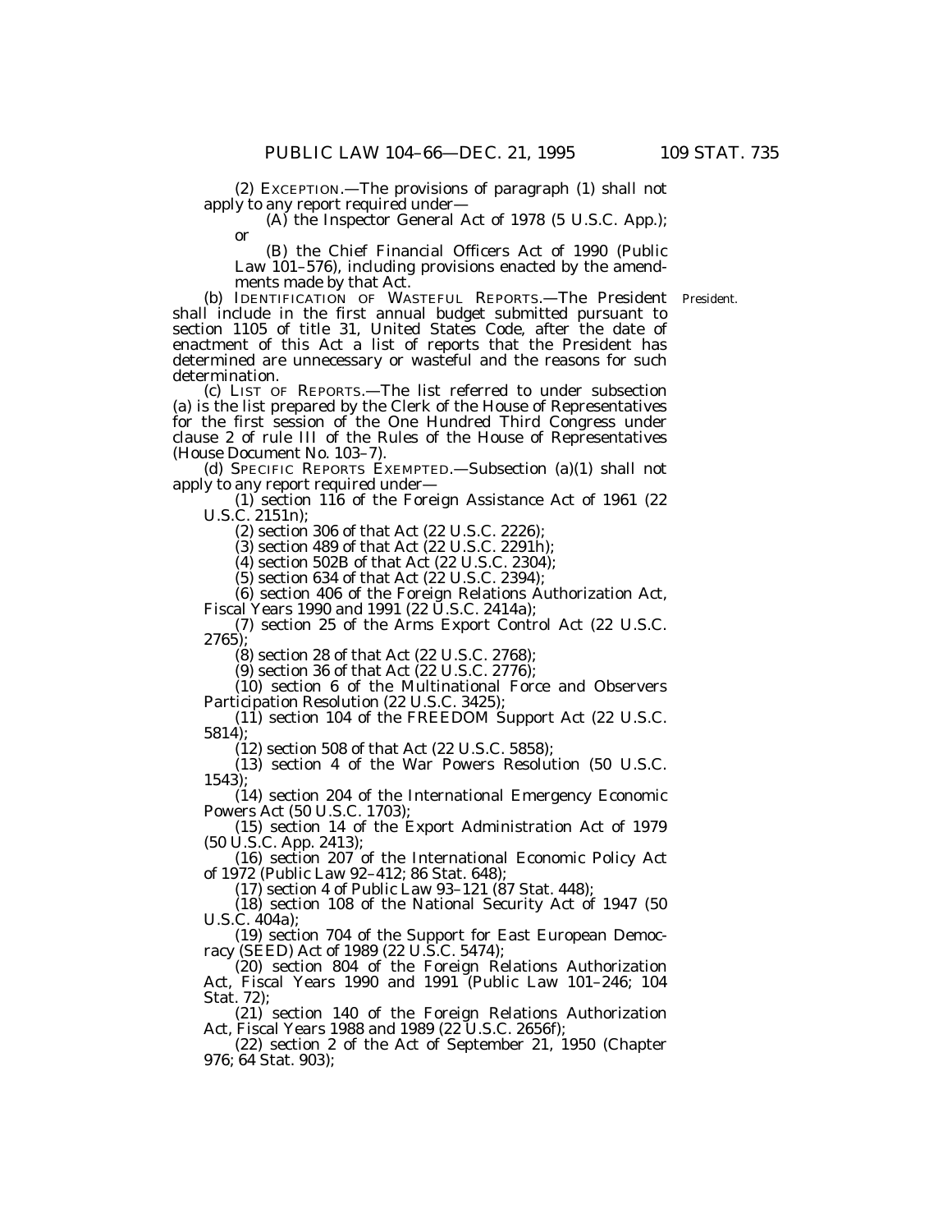(2) EXCEPTION.—The provisions of paragraph (1) shall not apply to any report required under—

(A) the Inspector General Act of 1978 (5 U.S.C. App.); or

(B) the Chief Financial Officers Act of 1990 (Public Law 101–576), including provisions enacted by the amendments made by that Act.

(b) IDENTIFICATION OF WASTEFUL REPORTS.—The President shall include in the first annual budget submitted pursuant to section 1105 of title 31, United States Code, after the date of enactment of this Act a list of reports that the President has determined are unnecessary or wasteful and the reasons for such determination.

President.

(c) LIST OF REPORTS.—The list referred to under subsection (a) is the list prepared by the Clerk of the House of Representatives for the first session of the One Hundred Third Congress under clause 2 of rule III of the Rules of the House of Representatives (House Document No. 103–7).

(d) SPECIFIC REPORTS EXEMPTED.—Subsection (a)(1) shall not apply to any report required under—

(1) section 116 of the Foreign Assistance Act of 1961 (22 U.S.C. 2151n);

(2) section 306 of that Act (22 U.S.C. 2226);

(3) section 489 of that Act (22 U.S.C. 2291h);

(4) section 502B of that Act (22 U.S.C. 2304);

(5) section 634 of that Act (22 U.S.C. 2394);

(6) section 406 of the Foreign Relations Authorization Act, Fiscal Years 1990 and 1991 (22 U.S.C. 2414a);

(7) section 25 of the Arms Export Control Act (22 U.S.C. 2765);

(8) section 28 of that Act (22 U.S.C. 2768);

(9) section 36 of that Act (22 U.S.C. 2776);

(10) section 6 of the Multinational Force and Observers Participation Resolution (22 U.S.C. 3425);

(11) section 104 of the FREEDOM Support Act (22 U.S.C. 5814);

(12) section 508 of that Act (22 U.S.C. 5858);

(13) section 4 of the War Powers Resolution (50 U.S.C. 1543);

(14) section 204 of the International Emergency Economic Powers Act (50 U.S.C. 1703);

(15) section 14 of the Export Administration Act of 1979 (50 U.S.C. App. 2413);

(16) section 207 of the International Economic Policy Act of 1972 (Public Law 92–412; 86 Stat. 648);

(17) section 4 of Public Law 93–121 (87 Stat. 448);

(18) section 108 of the National Security Act of 1947 (50 U.S.C. 404a);

(19) section 704 of the Support for East European Democracy (SEED) Act of 1989 (22 U.S.C. 5474);

(20) section 804 of the Foreign Relations Authorization Act, Fiscal Years 1990 and 1991 (Public Law 101–246; 104 Stat. 72);

(21) section 140 of the Foreign Relations Authorization Act, Fiscal Years 1988 and 1989 (22 U.S.C. 2656f);

(22) section 2 of the Act of September 21, 1950 (Chapter 976; 64 Stat. 903);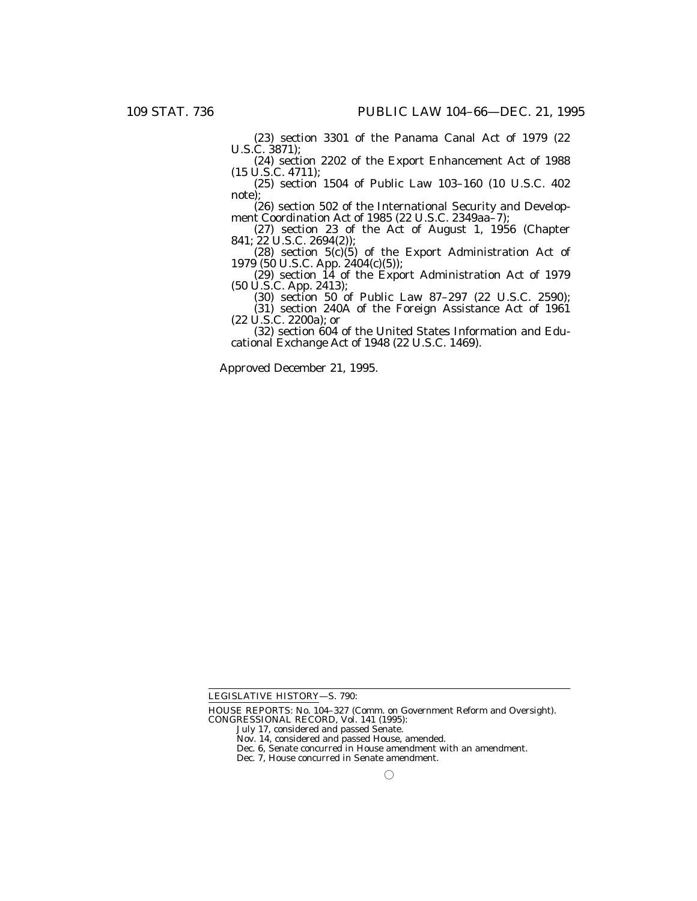(23) section 3301 of the Panama Canal Act of 1979 (22 U.S.C. 3871);

(24) section 2202 of the Export Enhancement Act of 1988 (15 U.S.C. 4711);

(25) section 1504 of Public Law 103–160 (10 U.S.C. 402 note);

(26) section 502 of the International Security and Development Coordination Act of 1985 (22 U.S.C. 2349aa–7);

(27) section 23 of the Act of August 1, 1956 (Chapter 841; 22 U.S.C. 2694(2));

(28) section 5(c)(5) of the Export Administration Act of 1979 (50 U.S.C. App. 2404(c)(5));

(29) section 14 of the Export Administration Act of 1979 (50 U.S.C. App. 2413);

(30) section 50 of Public Law 87–297 (22 U.S.C. 2590);

(31) section 240A of the Foreign Assistance Act of 1961 (22 U.S.C. 2200a); or

(32) section 604 of the United States Information and Educational Exchange Act of 1948 (22 U.S.C. 1469).

Approved December 21, 1995.

---

LEGISLATIVE HISTORY—S. 790:

HOUSE REPORTS: No. 104–327 (Comm. on Government Reform and Oversight).
CONGRESSIONAL RECORD, Vol. 141 (1995):
July 17, considered and passed Senate.
Nov. 14, considered and passed House, amended.
Dec. 6, Senate concurred in House amendment with an amendment.
Dec. 7, House concurred in Senate amendment.